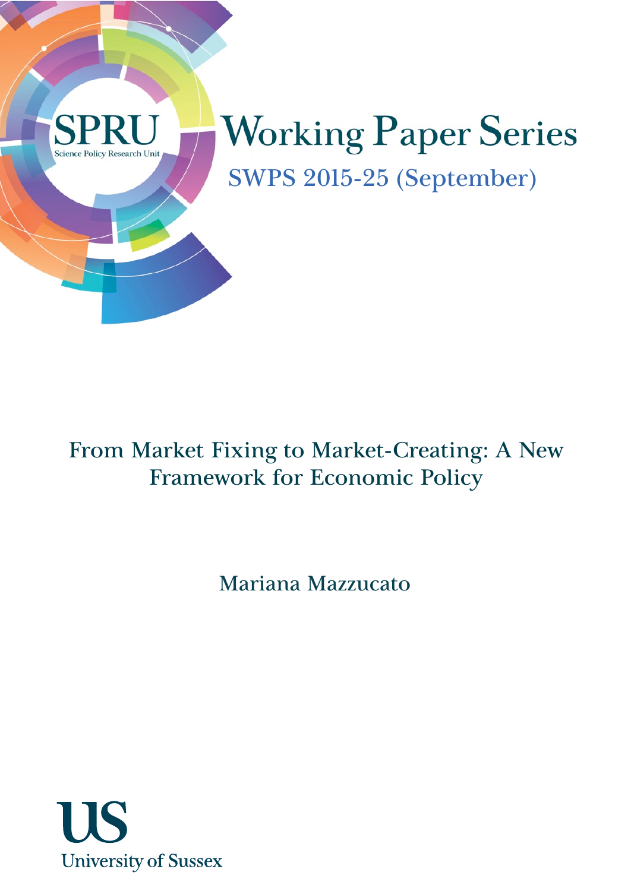SPRU

Science Policy Research Unit

Working Paper Series

SWPS 2015-25 (September)

# From Market Fixing to Market-Creating: A New Framework for Economic Policy

Mariana Mazzucato

University of Sussex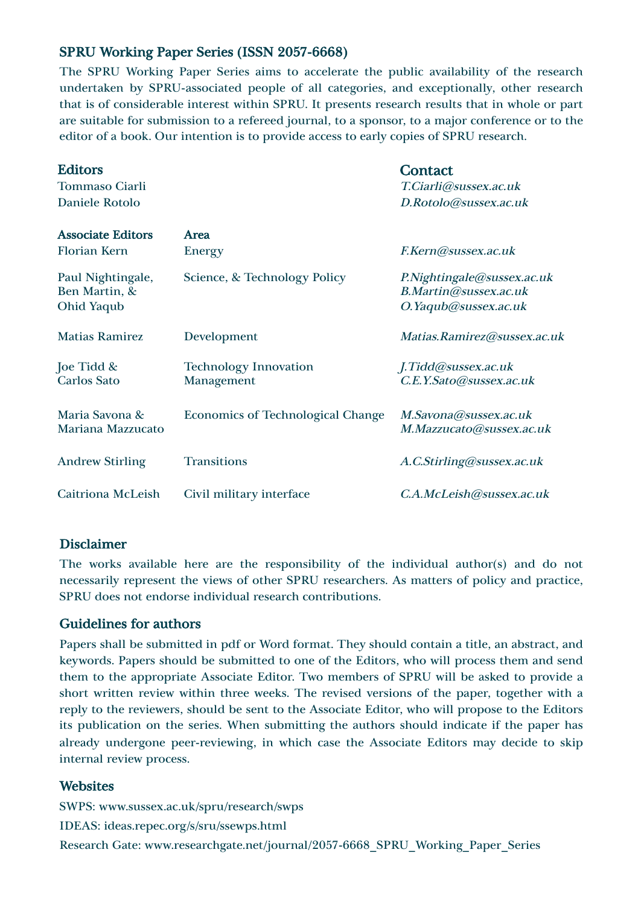## SPRU Working Paper Series (ISSN 2057-6668)

The SPRU Working Paper Series aims to accelerate the public availability of the research undertaken by SPRU-associated people of all categories, and exceptionally, other research that is of considerable interest within SPRU. It presents research results that in whole or part are suitable for submission to a refereed journal, to a sponsor, to a major conference or to the editor of a book. Our intention is to provide access to early copies of SPRU research.

| **Editors** | | **Contact** |
|---|---|---|
| Tommaso Ciarli | | *T.Ciarli@sussex.ac.uk* |
| Daniele Rotolo | | *D.Rotolo@sussex.ac.uk* |
| **Associate Editors** | **Area** | |
| Florian Kern | Energy | *F.Kern@sussex.ac.uk* |
| Paul Nightingale, Ben Martin, & Ohid Yaqub | Science, & Technology Policy | *P.Nightingale@sussex.ac.uk* *B.Martin@sussex.ac.uk* *O.Yaqub@sussex.ac.uk* |
| Matias Ramirez | Development | *Matias.Ramirez@sussex.ac.uk* |
| Joe Tidd & Carlos Sato | Technology Innovation Management | *J.Tidd@sussex.ac.uk* *C.E.Y.Sato@sussex.ac.uk* |
| Maria Savona & Mariana Mazzucato | Economics of Technological Change | *M.Savona@sussex.ac.uk* *M.Mazzucato@sussex.ac.uk* |
| Andrew Stirling | Transitions | *A.C.Stirling@sussex.ac.uk* |
| Caitriona McLeish | Civil military interface | *C.A.McLeish@sussex.ac.uk* |

### Disclaimer

The works available here are the responsibility of the individual author(s) and do not necessarily represent the views of other SPRU researchers. As matters of policy and practice, SPRU does not endorse individual research contributions.

### Guidelines for authors

Papers shall be submitted in pdf or Word format. They should contain a title, an abstract, and keywords. Papers should be submitted to one of the Editors, who will process them and send them to the appropriate Associate Editor. Two members of SPRU will be asked to provide a short written review within three weeks. The revised versions of the paper, together with a reply to the reviewers, should be sent to the Associate Editor, who will propose to the Editors its publication on the series. When submitting the authors should indicate if the paper has already undergone peer-reviewing, in which case the Associate Editors may decide to skip internal review process.

### Websites

SWPS: www.sussex.ac.uk/spru/research/swps

IDEAS: ideas.repec.org/s/sru/ssewps.html

Research Gate: www.researchgate.net/journal/2057-6668_SPRU_Working_Paper_Series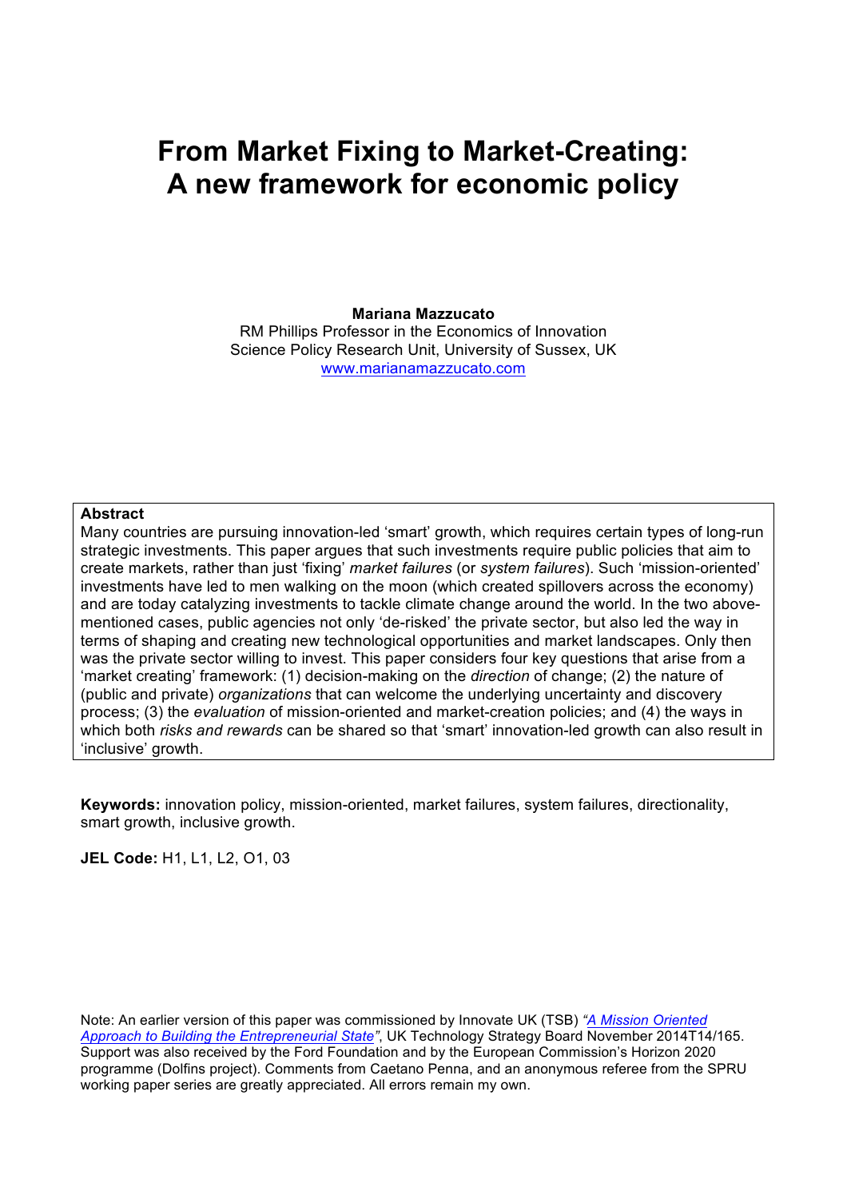# From Market Fixing to Market-Creating: A new framework for economic policy

**Mariana Mazzucato**
RM Phillips Professor in the Economics of Innovation
Science Policy Research Unit, University of Sussex, UK
[www.marianamazzucato.com](www.marianamazzucato.com)

**Abstract**
Many countries are pursuing innovation-led 'smart' growth, which requires certain types of long-run strategic investments. This paper argues that such investments require public policies that aim to create markets, rather than just 'fixing' *market failures* (or *system failures*). Such 'mission-oriented' investments have led to men walking on the moon (which created spillovers across the economy) and are today catalyzing investments to tackle climate change around the world. In the two above-mentioned cases, public agencies not only 'de-risked' the private sector, but also led the way in terms of shaping and creating new technological opportunities and market landscapes. Only then was the private sector willing to invest. This paper considers four key questions that arise from a 'market creating' framework: (1) decision-making on the *direction* of change; (2) the nature of (public and private) *organizations* that can welcome the underlying uncertainty and discovery process; (3) the *evaluation* of mission-oriented and market-creation policies; and (4) the ways in which both *risks and rewards* can be shared so that 'smart' innovation-led growth can also result in 'inclusive' growth.

**Keywords:** innovation policy, mission-oriented, market failures, system failures, directionality, smart growth, inclusive growth.

**JEL Code:** H1, L1, L2, O1, 03

Note: An earlier version of this paper was commissioned by Innovate UK (TSB) *"A Mission Oriented Approach to Building the Entrepreneurial State"*, UK Technology Strategy Board November 2014T14/165. Support was also received by the Ford Foundation and by the European Commission's Horizon 2020 programme (Dolfins project). Comments from Caetano Penna, and an anonymous referee from the SPRU working paper series are greatly appreciated. All errors remain my own.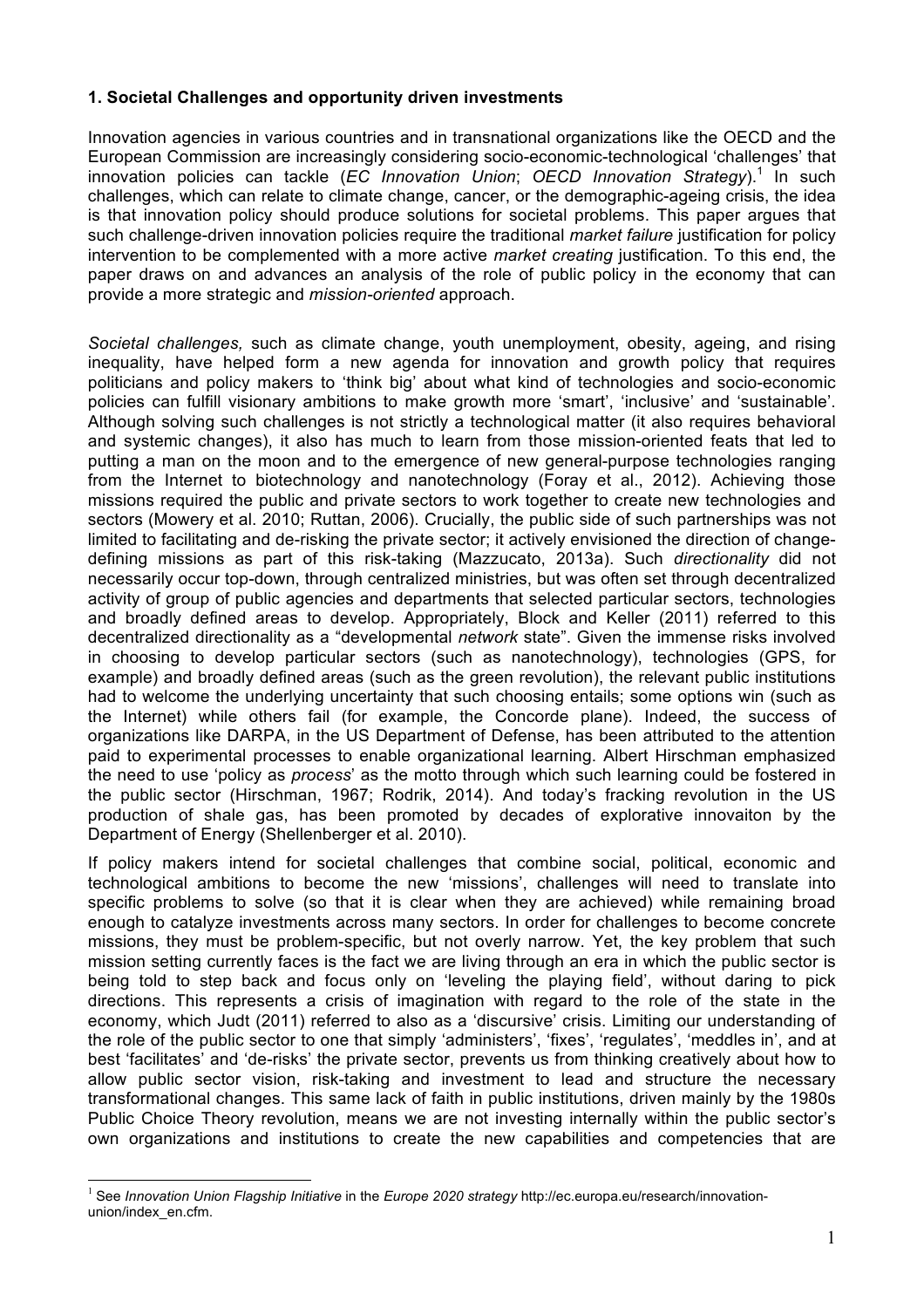### 1. Societal Challenges and opportunity driven investments

Innovation agencies in various countries and in transnational organizations like the OECD and the European Commission are increasingly considering socio-economic-technological 'challenges' that innovation policies can tackle (*EC Innovation Union*; *OECD Innovation Strategy*).[1] In such challenges, which can relate to climate change, cancer, or the demographic-ageing crisis, the idea is that innovation policy should produce solutions for societal problems. This paper argues that such challenge-driven innovation policies require the traditional *market failure* justification for policy intervention to be complemented with a more active *market creating* justification. To this end, the paper draws on and advances an analysis of the role of public policy in the economy that can provide a more strategic and *mission-oriented* approach.

*Societal challenges,* such as climate change, youth unemployment, obesity, ageing, and rising inequality, have helped form a new agenda for innovation and growth policy that requires politicians and policy makers to 'think big' about what kind of technologies and socio-economic policies can fulfill visionary ambitions to make growth more 'smart', 'inclusive' and 'sustainable'. Although solving such challenges is not strictly a technological matter (it also requires behavioral and systemic changes), it also has much to learn from those mission-oriented feats that led to putting a man on the moon and to the emergence of new general-purpose technologies ranging from the Internet to biotechnology and nanotechnology (Foray et al., 2012). Achieving those missions required the public and private sectors to work together to create new technologies and sectors (Mowery et al. 2010; Ruttan, 2006). Crucially, the public side of such partnerships was not limited to facilitating and de-risking the private sector; it actively envisioned the direction of change-defining missions as part of this risk-taking (Mazzucato, 2013a). Such *directionality* did not necessarily occur top-down, through centralized ministries, but was often set through decentralized activity of group of public agencies and departments that selected particular sectors, technologies and broadly defined areas to develop. Appropriately, Block and Keller (2011) referred to this decentralized directionality as a "developmental *network* state". Given the immense risks involved in choosing to develop particular sectors (such as nanotechnology), technologies (GPS, for example) and broadly defined areas (such as the green revolution), the relevant public institutions had to welcome the underlying uncertainty that such choosing entails; some options win (such as the Internet) while others fail (for example, the Concorde plane). Indeed, the success of organizations like DARPA, in the US Department of Defense, has been attributed to the attention paid to experimental processes to enable organizational learning. Albert Hirschman emphasized the need to use 'policy as *process*' as the motto through which such learning could be fostered in the public sector (Hirschman, 1967; Rodrik, 2014). And today's fracking revolution in the US production of shale gas, has been promoted by decades of explorative innovaiton by the Department of Energy (Shellenberger et al. 2010).

If policy makers intend for societal challenges that combine social, political, economic and technological ambitions to become the new 'missions', challenges will need to translate into specific problems to solve (so that it is clear when they are achieved) while remaining broad enough to catalyze investments across many sectors. In order for challenges to become concrete missions, they must be problem-specific, but not overly narrow. Yet, the key problem that such mission setting currently faces is the fact we are living through an era in which the public sector is being told to step back and focus only on 'leveling the playing field', without daring to pick directions. This represents a crisis of imagination with regard to the role of the state in the economy, which Judt (2011) referred to also as a 'discursive' crisis. Limiting our understanding of the role of the public sector to one that simply 'administers', 'fixes', 'regulates', 'meddles in', and at best 'facilitates' and 'de-risks' the private sector, prevents us from thinking creatively about how to allow public sector vision, risk-taking and investment to lead and structure the necessary transformational changes. This same lack of faith in public institutions, driven mainly by the 1980s Public Choice Theory revolution, means we are not investing internally within the public sector's own organizations and institutions to create the new capabilities and competencies that are

[1] See *Innovation Union Flagship Initiative* in the *Europe 2020 strategy* http://ec.europa.eu/research/innovation-union/index_en.cfm.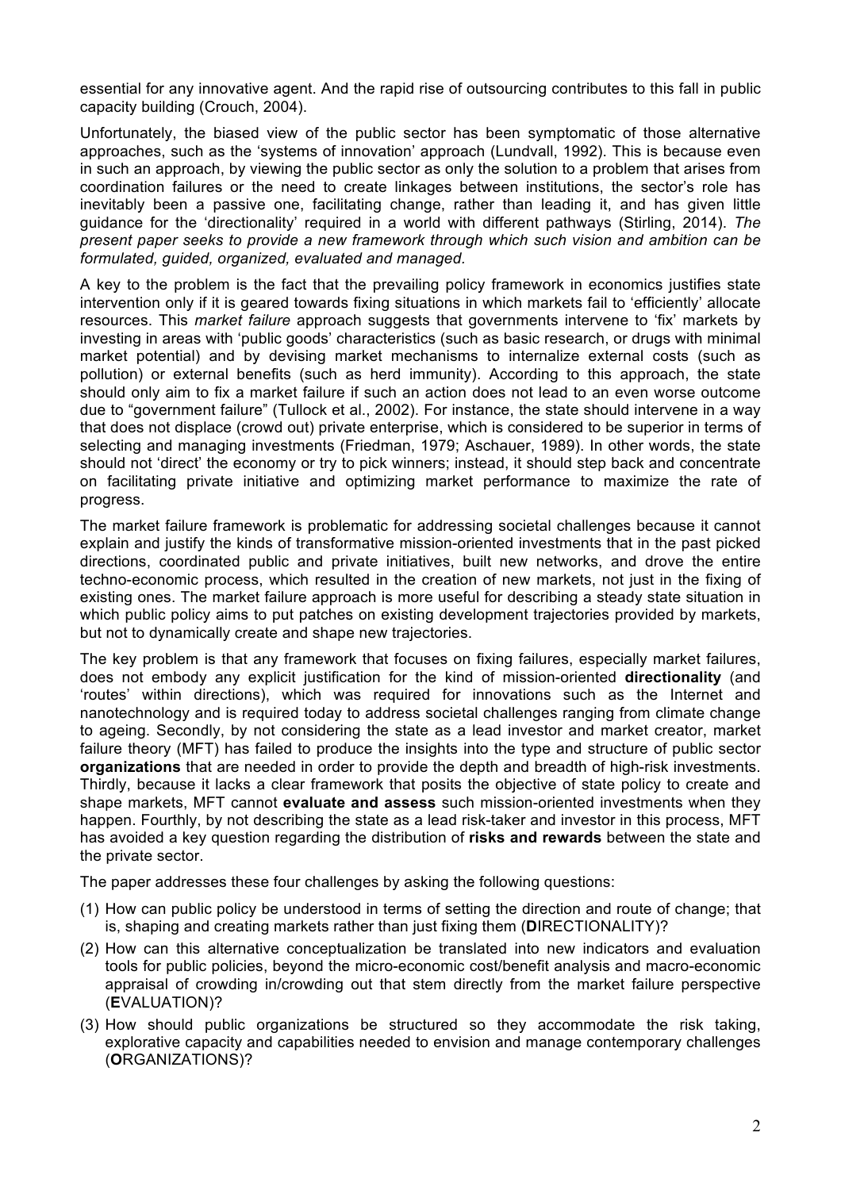essential for any innovative agent. And the rapid rise of outsourcing contributes to this fall in public capacity building (Crouch, 2004).

Unfortunately, the biased view of the public sector has been symptomatic of those alternative approaches, such as the 'systems of innovation' approach (Lundvall, 1992). This is because even in such an approach, by viewing the public sector as only the solution to a problem that arises from coordination failures or the need to create linkages between institutions, the sector's role has inevitably been a passive one, facilitating change, rather than leading it, and has given little guidance for the 'directionality' required in a world with different pathways (Stirling, 2014). *The present paper seeks to provide a new framework through which such vision and ambition can be formulated, guided, organized, evaluated and managed.*

A key to the problem is the fact that the prevailing policy framework in economics justifies state intervention only if it is geared towards fixing situations in which markets fail to 'efficiently' allocate resources. This *market failure* approach suggests that governments intervene to 'fix' markets by investing in areas with 'public goods' characteristics (such as basic research, or drugs with minimal market potential) and by devising market mechanisms to internalize external costs (such as pollution) or external benefits (such as herd immunity). According to this approach, the state should only aim to fix a market failure if such an action does not lead to an even worse outcome due to "government failure" (Tullock et al., 2002). For instance, the state should intervene in a way that does not displace (crowd out) private enterprise, which is considered to be superior in terms of selecting and managing investments (Friedman, 1979; Aschauer, 1989). In other words, the state should not 'direct' the economy or try to pick winners; instead, it should step back and concentrate on facilitating private initiative and optimizing market performance to maximize the rate of progress.

The market failure framework is problematic for addressing societal challenges because it cannot explain and justify the kinds of transformative mission-oriented investments that in the past picked directions, coordinated public and private initiatives, built new networks, and drove the entire techno-economic process, which resulted in the creation of new markets, not just in the fixing of existing ones. The market failure approach is more useful for describing a steady state situation in which public policy aims to put patches on existing development trajectories provided by markets, but not to dynamically create and shape new trajectories.

The key problem is that any framework that focuses on fixing failures, especially market failures, does not embody any explicit justification for the kind of mission-oriented **directionality** (and 'routes' within directions), which was required for innovations such as the Internet and nanotechnology and is required today to address societal challenges ranging from climate change to ageing. Secondly, by not considering the state as a lead investor and market creator, market failure theory (MFT) has failed to produce the insights into the type and structure of public sector **organizations** that are needed in order to provide the depth and breadth of high-risk investments. Thirdly, because it lacks a clear framework that posits the objective of state policy to create and shape markets, MFT cannot **evaluate and assess** such mission-oriented investments when they happen. Fourthly, by not describing the state as a lead risk-taker and investor in this process, MFT has avoided a key question regarding the distribution of **risks and rewards** between the state and the private sector.

The paper addresses these four challenges by asking the following questions:

(1) How can public policy be understood in terms of setting the direction and route of change; that is, shaping and creating markets rather than just fixing them (**D**IRECTIONALITY)?

(2) How can this alternative conceptualization be translated into new indicators and evaluation tools for public policies, beyond the micro-economic cost/benefit analysis and macro-economic appraisal of crowding in/crowding out that stem directly from the market failure perspective (**E**VALUATION)?

(3) How should public organizations be structured so they accommodate the risk taking, explorative capacity and capabilities needed to envision and manage contemporary challenges (**O**RGANIZATIONS)?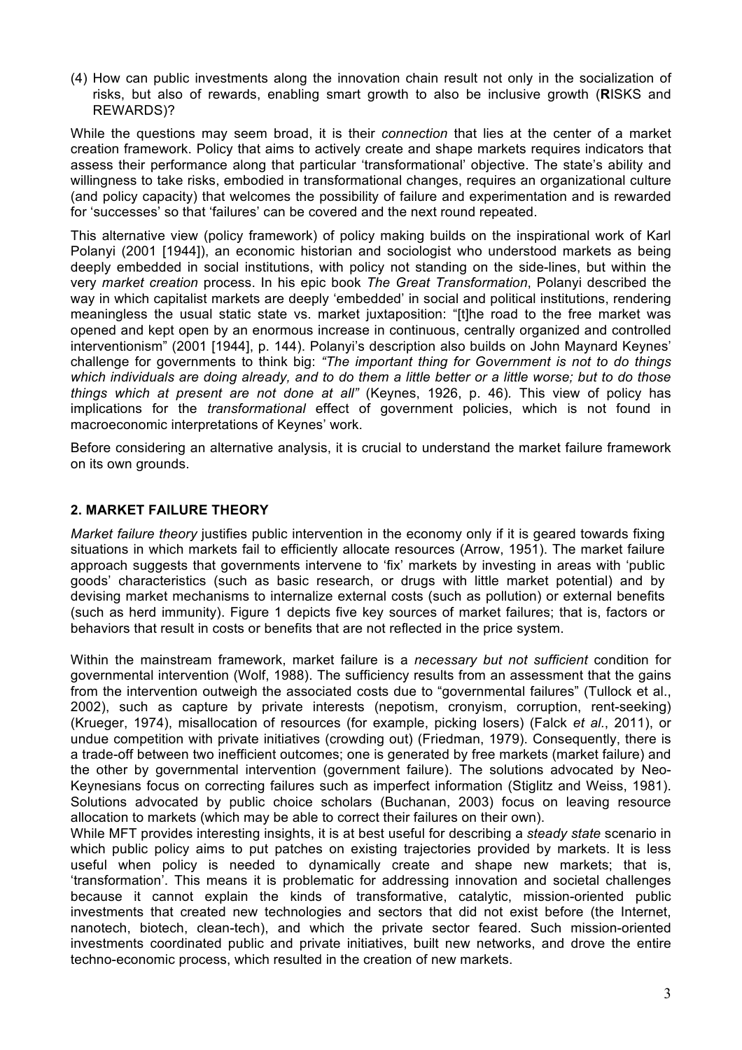(4) How can public investments along the innovation chain result not only in the socialization of risks, but also of rewards, enabling smart growth to also be inclusive growth (**R**ISKS and REWARDS)?

While the questions may seem broad, it is their *connection* that lies at the center of a market creation framework. Policy that aims to actively create and shape markets requires indicators that assess their performance along that particular 'transformational' objective. The state's ability and willingness to take risks, embodied in transformational changes, requires an organizational culture (and policy capacity) that welcomes the possibility of failure and experimentation and is rewarded for 'successes' so that 'failures' can be covered and the next round repeated.

This alternative view (policy framework) of policy making builds on the inspirational work of Karl Polanyi (2001 [1944]), an economic historian and sociologist who understood markets as being deeply embedded in social institutions, with policy not standing on the side-lines, but within the very *market creation* process. In his epic book *The Great Transformation*, Polanyi described the way in which capitalist markets are deeply 'embedded' in social and political institutions, rendering meaningless the usual static state vs. market juxtaposition: "[t]he road to the free market was opened and kept open by an enormous increase in continuous, centrally organized and controlled interventionism" (2001 [1944], p. 144). Polanyi's description also builds on John Maynard Keynes' challenge for governments to think big: *"The important thing for Government is not to do things which individuals are doing already, and to do them a little better or a little worse; but to do those things which at present are not done at all"* (Keynes, 1926, p. 46). This view of policy has implications for the *transformational* effect of government policies, which is not found in macroeconomic interpretations of Keynes' work.

Before considering an alternative analysis, it is crucial to understand the market failure framework on its own grounds.

## 2. MARKET FAILURE THEORY

*Market failure theory* justifies public intervention in the economy only if it is geared towards fixing situations in which markets fail to efficiently allocate resources (Arrow, 1951). The market failure approach suggests that governments intervene to 'fix' markets by investing in areas with 'public goods' characteristics (such as basic research, or drugs with little market potential) and by devising market mechanisms to internalize external costs (such as pollution) or external benefits (such as herd immunity). Figure 1 depicts five key sources of market failures; that is, factors or behaviors that result in costs or benefits that are not reflected in the price system.

Within the mainstream framework, market failure is a *necessary but not sufficient* condition for governmental intervention (Wolf, 1988). The sufficiency results from an assessment that the gains from the intervention outweigh the associated costs due to "governmental failures" (Tullock et al., 2002), such as capture by private interests (nepotism, cronyism, corruption, rent-seeking) (Krueger, 1974), misallocation of resources (for example, picking losers) (Falck *et al.*, 2011), or undue competition with private initiatives (crowding out) (Friedman, 1979). Consequently, there is a trade-off between two inefficient outcomes; one is generated by free markets (market failure) and the other by governmental intervention (government failure). The solutions advocated by Neo-Keynesians focus on correcting failures such as imperfect information (Stiglitz and Weiss, 1981). Solutions advocated by public choice scholars (Buchanan, 2003) focus on leaving resource allocation to markets (which may be able to correct their failures on their own).

While MFT provides interesting insights, it is at best useful for describing a *steady state* scenario in which public policy aims to put patches on existing trajectories provided by markets. It is less useful when policy is needed to dynamically create and shape new markets; that is, 'transformation'. This means it is problematic for addressing innovation and societal challenges because it cannot explain the kinds of transformative, catalytic, mission-oriented public investments that created new technologies and sectors that did not exist before (the Internet, nanotech, biotech, clean-tech), and which the private sector feared. Such mission-oriented investments coordinated public and private initiatives, built new networks, and drove the entire techno-economic process, which resulted in the creation of new markets.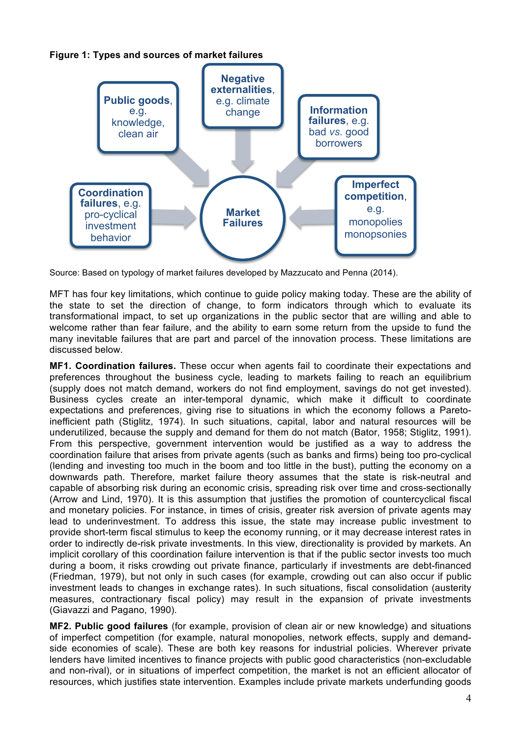**Figure 1: Types and sources of market failures**

Public goods, e.g. knowledge, clean air

Negative externalities, e.g. climate change

Information failures, e.g. bad *vs.* good borrowers

Coordination failures, e.g. pro-cyclical investment behavior

Market Failures

Imperfect competition, e.g. monopolies monopsonies

Source: Based on typology of market failures developed by Mazzucato and Penna (2014).

MFT has four key limitations, which continue to guide policy making today. These are the ability of the state to set the direction of change, to form indicators through which to evaluate its transformational impact, to set up organizations in the public sector that are willing and able to welcome rather than fear failure, and the ability to earn some return from the upside to fund the many inevitable failures that are part and parcel of the innovation process. These limitations are discussed below.

**MF1. Coordination failures.** These occur when agents fail to coordinate their expectations and preferences throughout the business cycle, leading to markets failing to reach an equilibrium (supply does not match demand, workers do not find employment, savings do not get invested). Business cycles create an inter-temporal dynamic, which make it difficult to coordinate expectations and preferences, giving rise to situations in which the economy follows a Pareto-inefficient path (Stiglitz, 1974). In such situations, capital, labor and natural resources will be underutilized, because the supply and demand for them do not match (Bator, 1958; Stiglitz, 1991). From this perspective, government intervention would be justified as a way to address the coordination failure that arises from private agents (such as banks and firms) being too pro-cyclical (lending and investing too much in the boom and too little in the bust), putting the economy on a downwards path. Therefore, market failure theory assumes that the state is risk-neutral and capable of absorbing risk during an economic crisis, spreading risk over time and cross-sectionally (Arrow and Lind, 1970). It is this assumption that justifies the promotion of countercyclical fiscal and monetary policies. For instance, in times of crisis, greater risk aversion of private agents may lead to underinvestment. To address this issue, the state may increase public investment to provide short-term fiscal stimulus to keep the economy running, or it may decrease interest rates in order to indirectly de-risk private investments. In this view, directionality is provided by markets. An implicit corollary of this coordination failure intervention is that if the public sector invests too much during a boom, it risks crowding out private finance, particularly if investments are debt-financed (Friedman, 1979), but not only in such cases (for example, crowding out can also occur if public investment leads to changes in exchange rates). In such situations, fiscal consolidation (austerity measures, contractionary fiscal policy) may result in the expansion of private investments (Giavazzi and Pagano, 1990).

**MF2. Public good failures** (for example, provision of clean air or new knowledge) and situations of imperfect competition (for example, natural monopolies, network effects, supply and demand-side economies of scale). These are both key reasons for industrial policies. Wherever private lenders have limited incentives to finance projects with public good characteristics (non-excludable and non-rival), or in situations of imperfect competition, the market is not an efficient allocator of resources, which justifies state intervention. Examples include private markets underfunding goods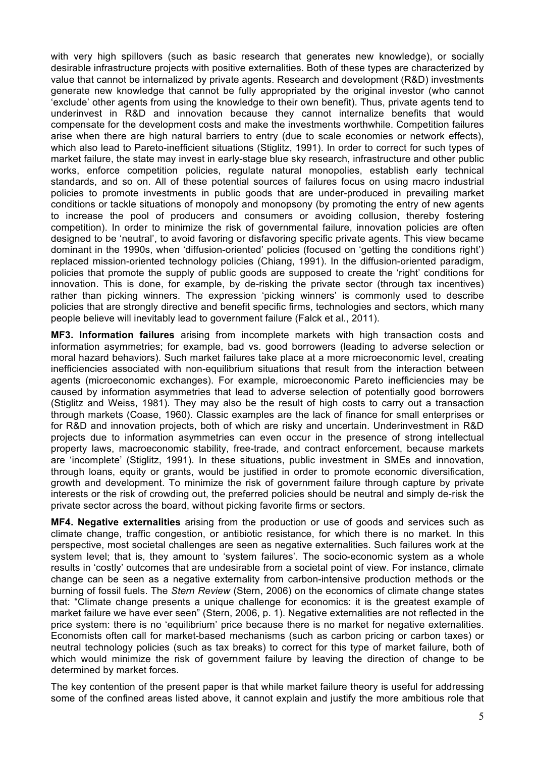with very high spillovers (such as basic research that generates new knowledge), or socially desirable infrastructure projects with positive externalities. Both of these types are characterized by value that cannot be internalized by private agents. Research and development (R&D) investments generate new knowledge that cannot be fully appropriated by the original investor (who cannot 'exclude' other agents from using the knowledge to their own benefit). Thus, private agents tend to underinvest in R&D and innovation because they cannot internalize benefits that would compensate for the development costs and make the investments worthwhile. Competition failures arise when there are high natural barriers to entry (due to scale economies or network effects), which also lead to Pareto-inefficient situations (Stiglitz, 1991). In order to correct for such types of market failure, the state may invest in early-stage blue sky research, infrastructure and other public works, enforce competition policies, regulate natural monopolies, establish early technical standards, and so on. All of these potential sources of failures focus on using macro industrial policies to promote investments in public goods that are under-produced in prevailing market conditions or tackle situations of monopoly and monopsony (by promoting the entry of new agents to increase the pool of producers and consumers or avoiding collusion, thereby fostering competition). In order to minimize the risk of governmental failure, innovation policies are often designed to be 'neutral', to avoid favoring or disfavoring specific private agents. This view became dominant in the 1990s, when 'diffusion-oriented' policies (focused on 'getting the conditions right') replaced mission-oriented technology policies (Chiang, 1991). In the diffusion-oriented paradigm, policies that promote the supply of public goods are supposed to create the 'right' conditions for innovation. This is done, for example, by de-risking the private sector (through tax incentives) rather than picking winners. The expression 'picking winners' is commonly used to describe policies that are strongly directive and benefit specific firms, technologies and sectors, which many people believe will inevitably lead to government failure (Falck et al., 2011).

**MF3. Information failures** arising from incomplete markets with high transaction costs and information asymmetries; for example, bad vs. good borrowers (leading to adverse selection or moral hazard behaviors). Such market failures take place at a more microeconomic level, creating inefficiencies associated with non-equilibrium situations that result from the interaction between agents (microeconomic exchanges). For example, microeconomic Pareto inefficiencies may be caused by information asymmetries that lead to adverse selection of potentially good borrowers (Stiglitz and Weiss, 1981). They may also be the result of high costs to carry out a transaction through markets (Coase, 1960). Classic examples are the lack of finance for small enterprises or for R&D and innovation projects, both of which are risky and uncertain. Underinvestment in R&D projects due to information asymmetries can even occur in the presence of strong intellectual property laws, macroeconomic stability, free-trade, and contract enforcement, because markets are 'incomplete' (Stiglitz, 1991). In these situations, public investment in SMEs and innovation, through loans, equity or grants, would be justified in order to promote economic diversification, growth and development. To minimize the risk of government failure through capture by private interests or the risk of crowding out, the preferred policies should be neutral and simply de-risk the private sector across the board, without picking favorite firms or sectors.

**MF4. Negative externalities** arising from the production or use of goods and services such as climate change, traffic congestion, or antibiotic resistance, for which there is no market. In this perspective, most societal challenges are seen as negative externalities. Such failures work at the system level; that is, they amount to 'system failures'. The socio-economic system as a whole results in 'costly' outcomes that are undesirable from a societal point of view. For instance, climate change can be seen as a negative externality from carbon-intensive production methods or the burning of fossil fuels. The *Stern Review* (Stern, 2006) on the economics of climate change states that: "Climate change presents a unique challenge for economics: it is the greatest example of market failure we have ever seen" (Stern, 2006, p. 1). Negative externalities are not reflected in the price system: there is no 'equilibrium' price because there is no market for negative externalities. Economists often call for market-based mechanisms (such as carbon pricing or carbon taxes) or neutral technology policies (such as tax breaks) to correct for this type of market failure, both of which would minimize the risk of government failure by leaving the direction of change to be determined by market forces.

The key contention of the present paper is that while market failure theory is useful for addressing some of the confined areas listed above, it cannot explain and justify the more ambitious role that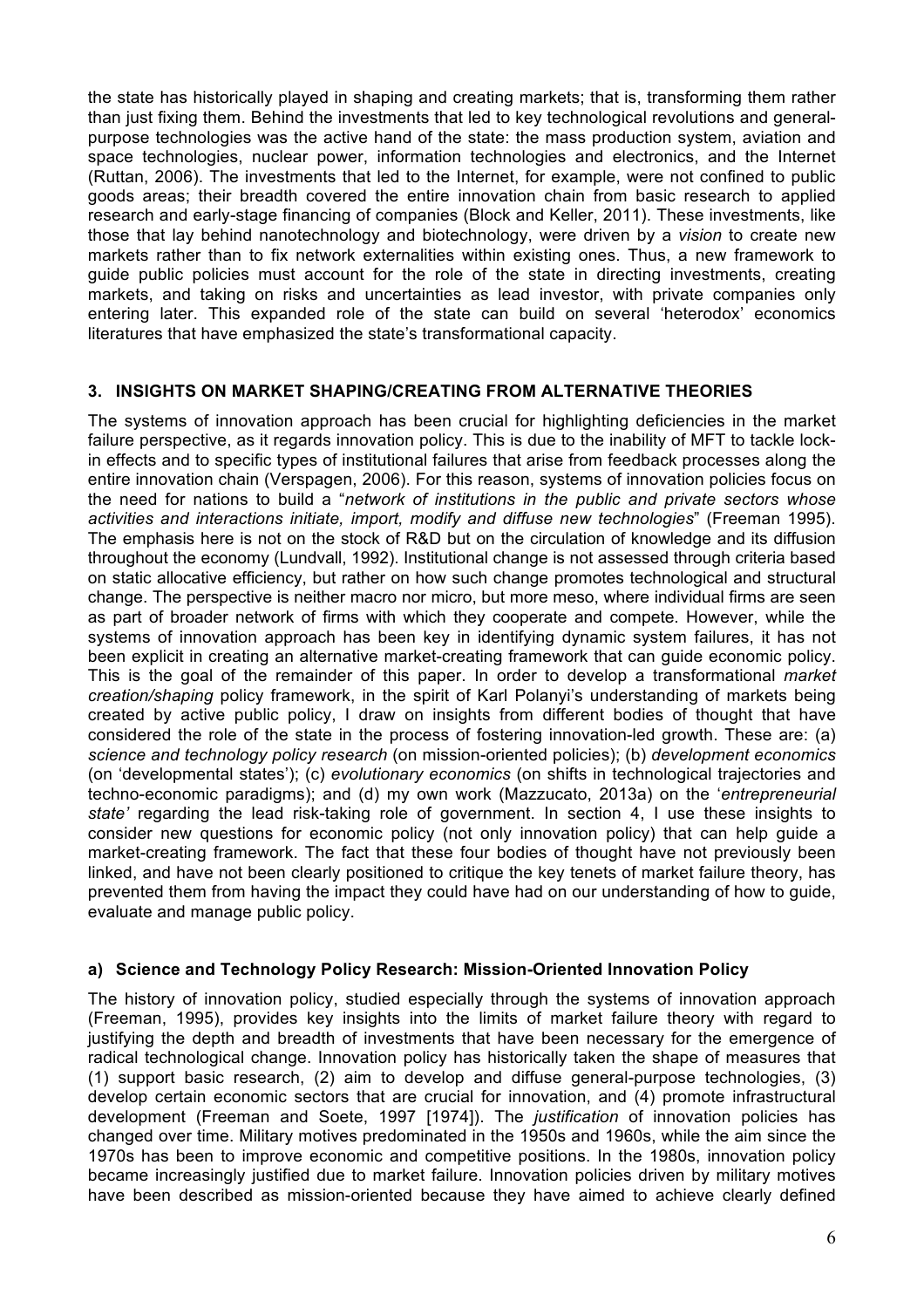the state has historically played in shaping and creating markets; that is, transforming them rather than just fixing them. Behind the investments that led to key technological revolutions and general-purpose technologies was the active hand of the state: the mass production system, aviation and space technologies, nuclear power, information technologies and electronics, and the Internet (Ruttan, 2006). The investments that led to the Internet, for example, were not confined to public goods areas; their breadth covered the entire innovation chain from basic research to applied research and early-stage financing of companies (Block and Keller, 2011). These investments, like those that lay behind nanotechnology and biotechnology, were driven by a *vision* to create new markets rather than to fix network externalities within existing ones. Thus, a new framework to guide public policies must account for the role of the state in directing investments, creating markets, and taking on risks and uncertainties as lead investor, with private companies only entering later. This expanded role of the state can build on several 'heterodox' economics literatures that have emphasized the state's transformational capacity.

## 3. INSIGHTS ON MARKET SHAPING/CREATING FROM ALTERNATIVE THEORIES

The systems of innovation approach has been crucial for highlighting deficiencies in the market failure perspective, as it regards innovation policy. This is due to the inability of MFT to tackle lock-in effects and to specific types of institutional failures that arise from feedback processes along the entire innovation chain (Verspagen, 2006). For this reason, systems of innovation policies focus on the need for nations to build a "*network of institutions in the public and private sectors whose activities and interactions initiate, import, modify and diffuse new technologies*" (Freeman 1995). The emphasis here is not on the stock of R&D but on the circulation of knowledge and its diffusion throughout the economy (Lundvall, 1992). Institutional change is not assessed through criteria based on static allocative efficiency, but rather on how such change promotes technological and structural change. The perspective is neither macro nor micro, but more meso, where individual firms are seen as part of broader network of firms with which they cooperate and compete. However, while the systems of innovation approach has been key in identifying dynamic system failures, it has not been explicit in creating an alternative market-creating framework that can guide economic policy. This is the goal of the remainder of this paper. In order to develop a transformational *market creation/shaping* policy framework, in the spirit of Karl Polanyi's understanding of markets being created by active public policy, I draw on insights from different bodies of thought that have considered the role of the state in the process of fostering innovation-led growth. These are: (a) *science and technology policy research* (on mission-oriented policies); (b) *development economics* (on 'developmental states'); (c) *evolutionary economics* (on shifts in technological trajectories and techno-economic paradigms); and (d) my own work (Mazzucato, 2013a) on the '*entrepreneurial state'* regarding the lead risk-taking role of government. In section 4, I use these insights to consider new questions for economic policy (not only innovation policy) that can help guide a market-creating framework. The fact that these four bodies of thought have not previously been linked, and have not been clearly positioned to critique the key tenets of market failure theory, has prevented them from having the impact they could have had on our understanding of how to guide, evaluate and manage public policy.

### a) Science and Technology Policy Research: Mission-Oriented Innovation Policy

The history of innovation policy, studied especially through the systems of innovation approach (Freeman, 1995), provides key insights into the limits of market failure theory with regard to justifying the depth and breadth of investments that have been necessary for the emergence of radical technological change. Innovation policy has historically taken the shape of measures that (1) support basic research, (2) aim to develop and diffuse general-purpose technologies, (3) develop certain economic sectors that are crucial for innovation, and (4) promote infrastructural development (Freeman and Soete, 1997 [1974]). The *justification* of innovation policies has changed over time. Military motives predominated in the 1950s and 1960s, while the aim since the 1970s has been to improve economic and competitive positions. In the 1980s, innovation policy became increasingly justified due to market failure. Innovation policies driven by military motives have been described as mission-oriented because they have aimed to achieve clearly defined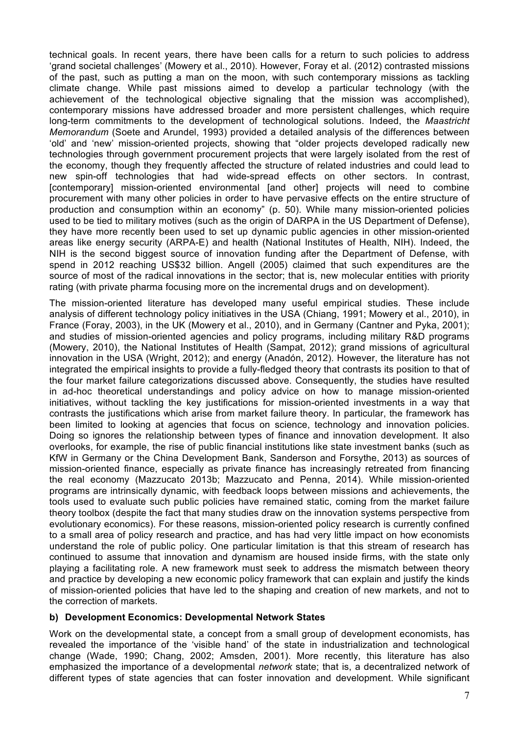technical goals. In recent years, there have been calls for a return to such policies to address 'grand societal challenges' (Mowery et al., 2010). However, Foray et al. (2012) contrasted missions of the past, such as putting a man on the moon, with such contemporary missions as tackling climate change. While past missions aimed to develop a particular technology (with the achievement of the technological objective signaling that the mission was accomplished), contemporary missions have addressed broader and more persistent challenges, which require long-term commitments to the development of technological solutions. Indeed, the *Maastricht Memorandum* (Soete and Arundel, 1993) provided a detailed analysis of the differences between 'old' and 'new' mission-oriented projects, showing that "older projects developed radically new technologies through government procurement projects that were largely isolated from the rest of the economy, though they frequently affected the structure of related industries and could lead to new spin-off technologies that had wide-spread effects on other sectors. In contrast, [contemporary] mission-oriented environmental [and other] projects will need to combine procurement with many other policies in order to have pervasive effects on the entire structure of production and consumption within an economy" (p. 50). While many mission-oriented policies used to be tied to military motives (such as the origin of DARPA in the US Department of Defense), they have more recently been used to set up dynamic public agencies in other mission-oriented areas like energy security (ARPA-E) and health (National Institutes of Health, NIH). Indeed, the NIH is the second biggest source of innovation funding after the Department of Defense, with spend in 2012 reaching US$32 billion. Angell (2005) claimed that such expenditures are the source of most of the radical innovations in the sector; that is, new molecular entities with priority rating (with private pharma focusing more on the incremental drugs and on development).

The mission-oriented literature has developed many useful empirical studies. These include analysis of different technology policy initiatives in the USA (Chiang, 1991; Mowery et al., 2010), in France (Foray, 2003), in the UK (Mowery et al., 2010), and in Germany (Cantner and Pyka, 2001); and studies of mission-oriented agencies and policy programs, including military R&D programs (Mowery, 2010), the National Institutes of Health (Sampat, 2012); grand missions of agricultural innovation in the USA (Wright, 2012); and energy (Anadón, 2012). However, the literature has not integrated the empirical insights to provide a fully-fledged theory that contrasts its position to that of the four market failure categorizations discussed above. Consequently, the studies have resulted in ad-hoc theoretical understandings and policy advice on how to manage mission-oriented initiatives, without tackling the key justifications for mission-oriented investments in a way that contrasts the justifications which arise from market failure theory. In particular, the framework has been limited to looking at agencies that focus on science, technology and innovation policies. Doing so ignores the relationship between types of finance and innovation development. It also overlooks, for example, the rise of public financial institutions like state investment banks (such as KfW in Germany or the China Development Bank, Sanderson and Forsythe, 2013) as sources of mission-oriented finance, especially as private finance has increasingly retreated from financing the real economy (Mazzucato 2013b; Mazzucato and Penna, 2014). While mission-oriented programs are intrinsically dynamic, with feedback loops between missions and achievements, the tools used to evaluate such public policies have remained static, coming from the market failure theory toolbox (despite the fact that many studies draw on the innovation systems perspective from evolutionary economics). For these reasons, mission-oriented policy research is currently confined to a small area of policy research and practice, and has had very little impact on how economists understand the role of public policy. One particular limitation is that this stream of research has continued to assume that innovation and dynamism are housed inside firms, with the state only playing a facilitating role. A new framework must seek to address the mismatch between theory and practice by developing a new economic policy framework that can explain and justify the kinds of mission-oriented policies that have led to the shaping and creation of new markets, and not to the correction of markets.

### b) Development Economics: Developmental Network States

Work on the developmental state, a concept from a small group of development economists, has revealed the importance of the 'visible hand' of the state in industrialization and technological change (Wade, 1990; Chang, 2002; Amsden, 2001). More recently, this literature has also emphasized the importance of a developmental *network* state; that is, a decentralized network of different types of state agencies that can foster innovation and development. While significant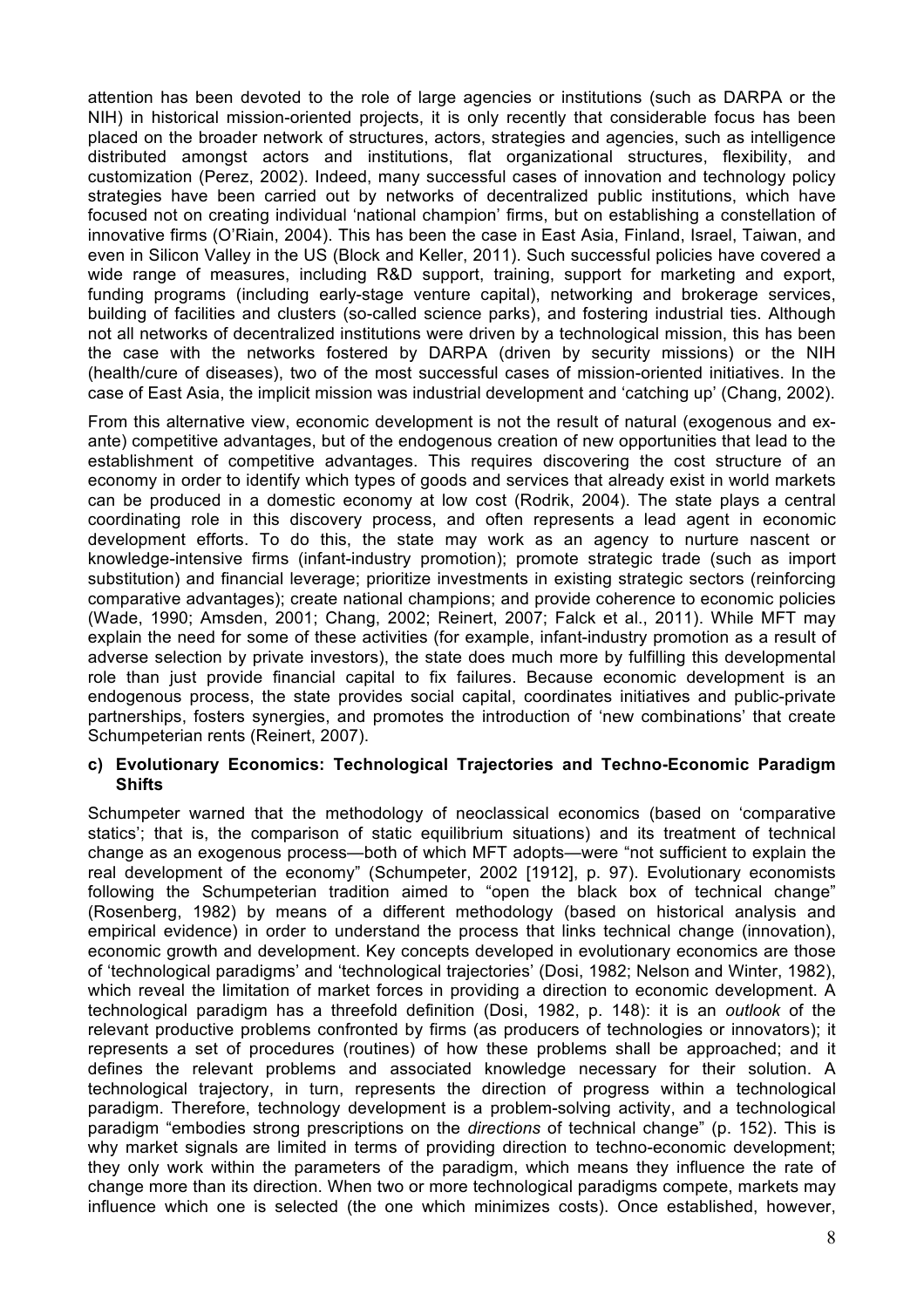attention has been devoted to the role of large agencies or institutions (such as DARPA or the NIH) in historical mission-oriented projects, it is only recently that considerable focus has been placed on the broader network of structures, actors, strategies and agencies, such as intelligence distributed amongst actors and institutions, flat organizational structures, flexibility, and customization (Perez, 2002). Indeed, many successful cases of innovation and technology policy strategies have been carried out by networks of decentralized public institutions, which have focused not on creating individual 'national champion' firms, but on establishing a constellation of innovative firms (O'Riain, 2004). This has been the case in East Asia, Finland, Israel, Taiwan, and even in Silicon Valley in the US (Block and Keller, 2011). Such successful policies have covered a wide range of measures, including R&D support, training, support for marketing and export, funding programs (including early-stage venture capital), networking and brokerage services, building of facilities and clusters (so-called science parks), and fostering industrial ties. Although not all networks of decentralized institutions were driven by a technological mission, this has been the case with the networks fostered by DARPA (driven by security missions) or the NIH (health/cure of diseases), two of the most successful cases of mission-oriented initiatives. In the case of East Asia, the implicit mission was industrial development and 'catching up' (Chang, 2002).

From this alternative view, economic development is not the result of natural (exogenous and ex-ante) competitive advantages, but of the endogenous creation of new opportunities that lead to the establishment of competitive advantages. This requires discovering the cost structure of an economy in order to identify which types of goods and services that already exist in world markets can be produced in a domestic economy at low cost (Rodrik, 2004). The state plays a central coordinating role in this discovery process, and often represents a lead agent in economic development efforts. To do this, the state may work as an agency to nurture nascent or knowledge-intensive firms (infant-industry promotion); promote strategic trade (such as import substitution) and financial leverage; prioritize investments in existing strategic sectors (reinforcing comparative advantages); create national champions; and provide coherence to economic policies (Wade, 1990; Amsden, 2001; Chang, 2002; Reinert, 2007; Falck et al., 2011). While MFT may explain the need for some of these activities (for example, infant-industry promotion as a result of adverse selection by private investors), the state does much more by fulfilling this developmental role than just provide financial capital to fix failures. Because economic development is an endogenous process, the state provides social capital, coordinates initiatives and public-private partnerships, fosters synergies, and promotes the introduction of 'new combinations' that create Schumpeterian rents (Reinert, 2007).

#### c) Evolutionary Economics: Technological Trajectories and Techno-Economic Paradigm Shifts

Schumpeter warned that the methodology of neoclassical economics (based on 'comparative statics'; that is, the comparison of static equilibrium situations) and its treatment of technical change as an exogenous process—both of which MFT adopts—were "not sufficient to explain the real development of the economy" (Schumpeter, 2002 [1912], p. 97). Evolutionary economists following the Schumpeterian tradition aimed to "open the black box of technical change" (Rosenberg, 1982) by means of a different methodology (based on historical analysis and empirical evidence) in order to understand the process that links technical change (innovation), economic growth and development. Key concepts developed in evolutionary economics are those of 'technological paradigms' and 'technological trajectories' (Dosi, 1982; Nelson and Winter, 1982), which reveal the limitation of market forces in providing a direction to economic development. A technological paradigm has a threefold definition (Dosi, 1982, p. 148): it is an *outlook* of the relevant productive problems confronted by firms (as producers of technologies or innovators); it represents a set of procedures (routines) of how these problems shall be approached; and it defines the relevant problems and associated knowledge necessary for their solution. A technological trajectory, in turn, represents the direction of progress within a technological paradigm. Therefore, technology development is a problem-solving activity, and a technological paradigm "embodies strong prescriptions on the *directions* of technical change" (p. 152). This is why market signals are limited in terms of providing direction to techno-economic development; they only work within the parameters of the paradigm, which means they influence the rate of change more than its direction. When two or more technological paradigms compete, markets may influence which one is selected (the one which minimizes costs). Once established, however,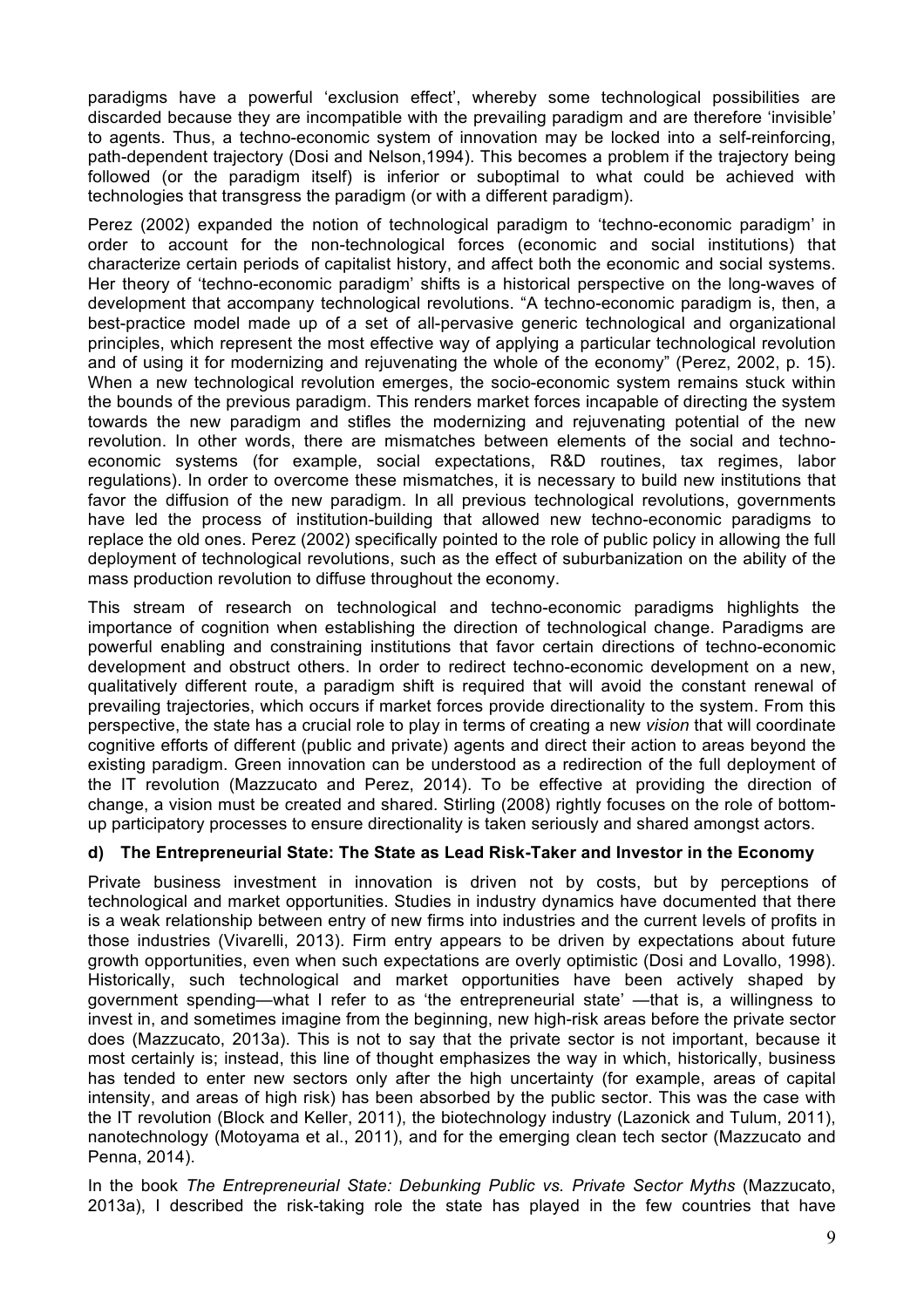paradigms have a powerful 'exclusion effect', whereby some technological possibilities are discarded because they are incompatible with the prevailing paradigm and are therefore 'invisible' to agents. Thus, a techno-economic system of innovation may be locked into a self-reinforcing, path-dependent trajectory (Dosi and Nelson,1994). This becomes a problem if the trajectory being followed (or the paradigm itself) is inferior or suboptimal to what could be achieved with technologies that transgress the paradigm (or with a different paradigm).

Perez (2002) expanded the notion of technological paradigm to 'techno-economic paradigm' in order to account for the non-technological forces (economic and social institutions) that characterize certain periods of capitalist history, and affect both the economic and social systems. Her theory of 'techno-economic paradigm' shifts is a historical perspective on the long-waves of development that accompany technological revolutions. "A techno-economic paradigm is, then, a best-practice model made up of a set of all-pervasive generic technological and organizational principles, which represent the most effective way of applying a particular technological revolution and of using it for modernizing and rejuvenating the whole of the economy" (Perez, 2002, p. 15). When a new technological revolution emerges, the socio-economic system remains stuck within the bounds of the previous paradigm. This renders market forces incapable of directing the system towards the new paradigm and stifles the modernizing and rejuvenating potential of the new revolution. In other words, there are mismatches between elements of the social and techno-economic systems (for example, social expectations, R&D routines, tax regimes, labor regulations). In order to overcome these mismatches, it is necessary to build new institutions that favor the diffusion of the new paradigm. In all previous technological revolutions, governments have led the process of institution-building that allowed new techno-economic paradigms to replace the old ones. Perez (2002) specifically pointed to the role of public policy in allowing the full deployment of technological revolutions, such as the effect of suburbanization on the ability of the mass production revolution to diffuse throughout the economy.

This stream of research on technological and techno-economic paradigms highlights the importance of cognition when establishing the direction of technological change. Paradigms are powerful enabling and constraining institutions that favor certain directions of techno-economic development and obstruct others. In order to redirect techno-economic development on a new, qualitatively different route, a paradigm shift is required that will avoid the constant renewal of prevailing trajectories, which occurs if market forces provide directionality to the system. From this perspective, the state has a crucial role to play in terms of creating a new *vision* that will coordinate cognitive efforts of different (public and private) agents and direct their action to areas beyond the existing paradigm. Green innovation can be understood as a redirection of the full deployment of the IT revolution (Mazzucato and Perez, 2014). To be effective at providing the direction of change, a vision must be created and shared. Stirling (2008) rightly focuses on the role of bottom-up participatory processes to ensure directionality is taken seriously and shared amongst actors.

### d) The Entrepreneurial State: The State as Lead Risk-Taker and Investor in the Economy

Private business investment in innovation is driven not by costs, but by perceptions of technological and market opportunities. Studies in industry dynamics have documented that there is a weak relationship between entry of new firms into industries and the current levels of profits in those industries (Vivarelli, 2013). Firm entry appears to be driven by expectations about future growth opportunities, even when such expectations are overly optimistic (Dosi and Lovallo, 1998). Historically, such technological and market opportunities have been actively shaped by government spending—what I refer to as 'the entrepreneurial state' —that is, a willingness to invest in, and sometimes imagine from the beginning, new high-risk areas before the private sector does (Mazzucato, 2013a). This is not to say that the private sector is not important, because it most certainly is; instead, this line of thought emphasizes the way in which, historically, business has tended to enter new sectors only after the high uncertainty (for example, areas of capital intensity, and areas of high risk) has been absorbed by the public sector. This was the case with the IT revolution (Block and Keller, 2011), the biotechnology industry (Lazonick and Tulum, 2011), nanotechnology (Motoyama et al., 2011), and for the emerging clean tech sector (Mazzucato and Penna, 2014).

In the book *The Entrepreneurial State: Debunking Public vs. Private Sector Myths* (Mazzucato, 2013a), I described the risk-taking role the state has played in the few countries that have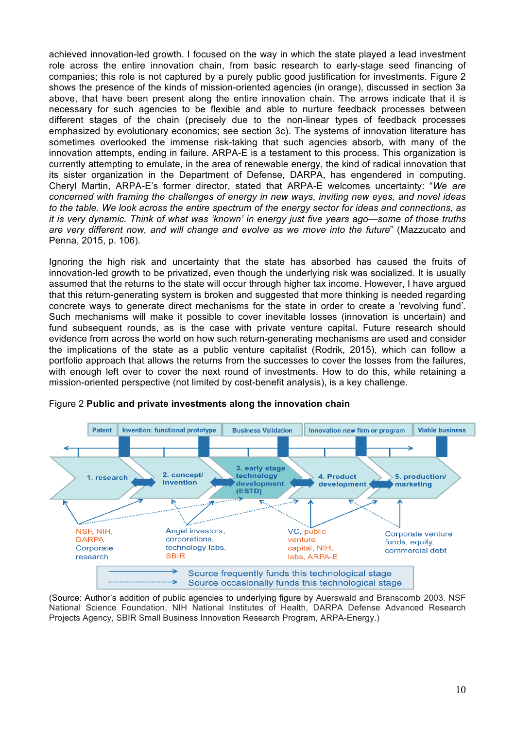achieved innovation-led growth. I focused on the way in which the state played a lead investment role across the entire innovation chain, from basic research to early-stage seed financing of companies; this role is not captured by a purely public good justification for investments. Figure 2 shows the presence of the kinds of mission-oriented agencies (in orange), discussed in section 3a above, that have been present along the entire innovation chain. The arrows indicate that it is necessary for such agencies to be flexible and able to nurture feedback processes between different stages of the chain (precisely due to the non-linear types of feedback processes emphasized by evolutionary economics; see section 3c). The systems of innovation literature has sometimes overlooked the immense risk-taking that such agencies absorb, with many of the innovation attempts, ending in failure. ARPA-E is a testament to this process. This organization is currently attempting to emulate, in the area of renewable energy, the kind of radical innovation that its sister organization in the Department of Defense, DARPA, has engendered in computing. Cheryl Martin, ARPA-E's former director, stated that ARPA-E welcomes uncertainty: "*We are concerned with framing the challenges of energy in new ways, inviting new eyes, and novel ideas to the table. We look across the entire spectrum of the energy sector for ideas and connections, as it is very dynamic. Think of what was 'known' in energy just five years ago—some of those truths are very different now, and will change and evolve as we move into the future*" (Mazzucato and Penna, 2015, p. 106).

Ignoring the high risk and uncertainty that the state has absorbed has caused the fruits of innovation-led growth to be privatized, even though the underlying risk was socialized. It is usually assumed that the returns to the state will occur through higher tax income. However, I have argued that this return-generating system is broken and suggested that more thinking is needed regarding concrete ways to generate direct mechanisms for the state in order to create a 'revolving fund'. Such mechanisms will make it possible to cover inevitable losses (innovation is uncertain) and fund subsequent rounds, as is the case with private venture capital. Future research should evidence from across the world on how such return-generating mechanisms are used and consider the implications of the state as a public venture capitalist (Rodrik, 2015), which can follow a portfolio approach that allows the returns from the successes to cover the losses from the failures, with enough left over to cover the next round of investments. How to do this, while retaining a mission-oriented perspective (not limited by cost-benefit analysis), is a key challenge.

Figure 2 **Public and private investments along the innovation chain**

Patent
Invention: functional prototype
Business Validation
Innovation new firm or program
Viable business

1. research
2. concept/ invention
3. early stage technology development (ESTD)
4. Product development
5. production/ marketing

NSF, NIH, DARPA
Corporate research

Angel investors, corporations, technology labs, SBIR

VC, public venture capital, NIH, labs, ARPA-E

Corporate venture funds, equity, commercial debt

Source frequently funds this technological stage
Source occasionally funds this technological stage

(Source: Author's addition of public agencies to underlying figure by Auerswald and Branscomb 2003. NSF National Science Foundation, NIH National Institutes of Health, DARPA Defense Advanced Research Projects Agency, SBIR Small Business Innovation Research Program, ARPA-Energy.)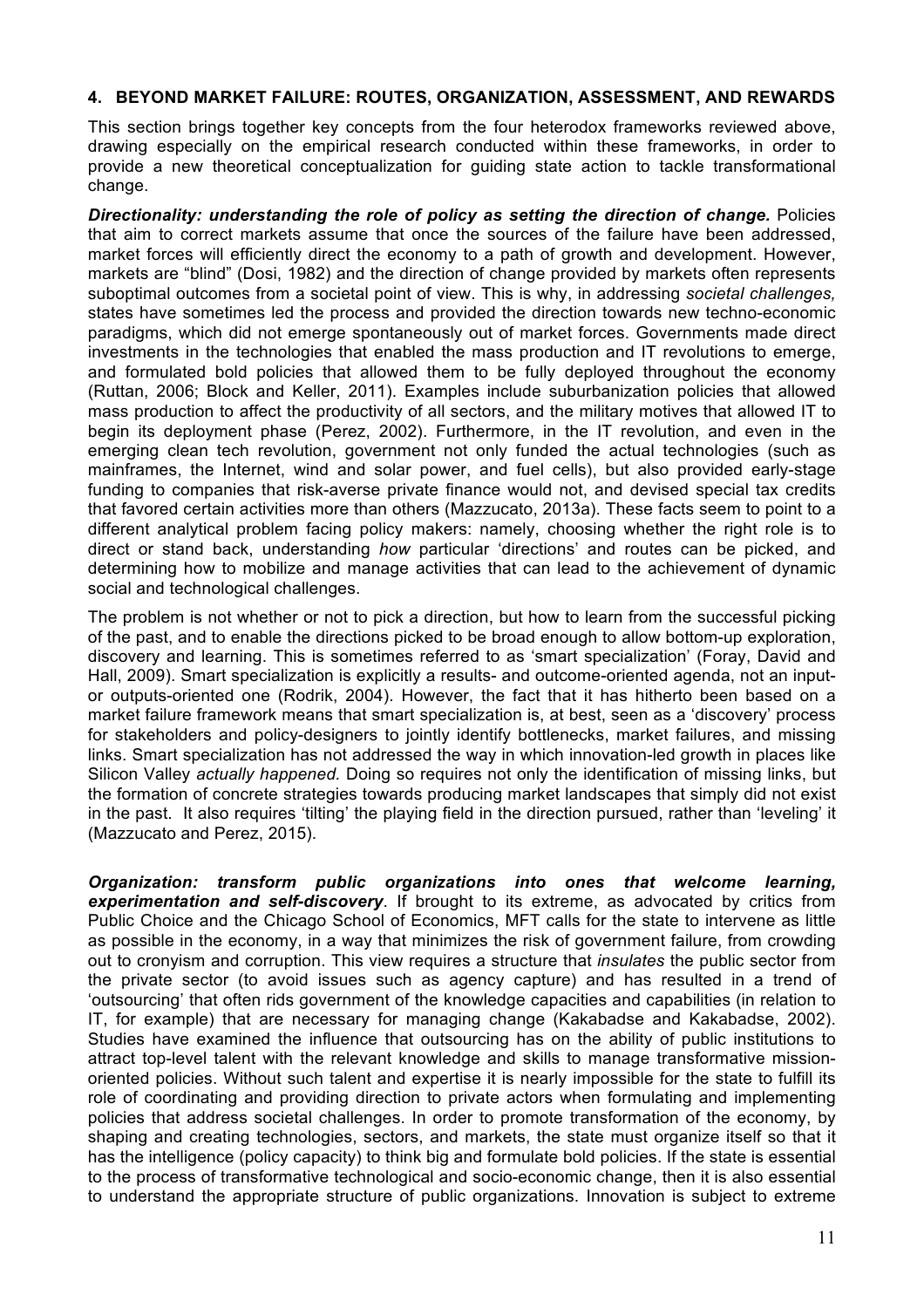## 4. BEYOND MARKET FAILURE: ROUTES, ORGANIZATION, ASSESSMENT, AND REWARDS

This section brings together key concepts from the four heterodox frameworks reviewed above, drawing especially on the empirical research conducted within these frameworks, in order to provide a new theoretical conceptualization for guiding state action to tackle transformational change.

***Directionality: understanding the role of policy as setting the direction of change.*** Policies that aim to correct markets assume that once the sources of the failure have been addressed, market forces will efficiently direct the economy to a path of growth and development. However, markets are "blind" (Dosi, 1982) and the direction of change provided by markets often represents suboptimal outcomes from a societal point of view. This is why, in addressing *societal challenges,* states have sometimes led the process and provided the direction towards new techno-economic paradigms, which did not emerge spontaneously out of market forces. Governments made direct investments in the technologies that enabled the mass production and IT revolutions to emerge, and formulated bold policies that allowed them to be fully deployed throughout the economy (Ruttan, 2006; Block and Keller, 2011). Examples include suburbanization policies that allowed mass production to affect the productivity of all sectors, and the military motives that allowed IT to begin its deployment phase (Perez, 2002). Furthermore, in the IT revolution, and even in the emerging clean tech revolution, government not only funded the actual technologies (such as mainframes, the Internet, wind and solar power, and fuel cells), but also provided early-stage funding to companies that risk-averse private finance would not, and devised special tax credits that favored certain activities more than others (Mazzucato, 2013a). These facts seem to point to a different analytical problem facing policy makers: namely, choosing whether the right role is to direct or stand back, understanding *how* particular 'directions' and routes can be picked, and determining how to mobilize and manage activities that can lead to the achievement of dynamic social and technological challenges.

The problem is not whether or not to pick a direction, but how to learn from the successful picking of the past, and to enable the directions picked to be broad enough to allow bottom-up exploration, discovery and learning. This is sometimes referred to as 'smart specialization' (Foray, David and Hall, 2009). Smart specialization is explicitly a results- and outcome-oriented agenda, not an input- or outputs-oriented one (Rodrik, 2004). However, the fact that it has hitherto been based on a market failure framework means that smart specialization is, at best, seen as a 'discovery' process for stakeholders and policy-designers to jointly identify bottlenecks, market failures, and missing links. Smart specialization has not addressed the way in which innovation-led growth in places like Silicon Valley *actually happened.* Doing so requires not only the identification of missing links, but the formation of concrete strategies towards producing market landscapes that simply did not exist in the past. It also requires 'tilting' the playing field in the direction pursued, rather than 'leveling' it (Mazzucato and Perez, 2015).

***Organization: transform public organizations into ones that welcome learning, experimentation and self-discovery***. If brought to its extreme, as advocated by critics from Public Choice and the Chicago School of Economics, MFT calls for the state to intervene as little as possible in the economy, in a way that minimizes the risk of government failure, from crowding out to cronyism and corruption. This view requires a structure that *insulates* the public sector from the private sector (to avoid issues such as agency capture) and has resulted in a trend of 'outsourcing' that often rids government of the knowledge capacities and capabilities (in relation to IT, for example) that are necessary for managing change (Kakabadse and Kakabadse, 2002). Studies have examined the influence that outsourcing has on the ability of public institutions to attract top-level talent with the relevant knowledge and skills to manage transformative mission-oriented policies. Without such talent and expertise it is nearly impossible for the state to fulfill its role of coordinating and providing direction to private actors when formulating and implementing policies that address societal challenges. In order to promote transformation of the economy, by shaping and creating technologies, sectors, and markets, the state must organize itself so that it has the intelligence (policy capacity) to think big and formulate bold policies. If the state is essential to the process of transformative technological and socio-economic change, then it is also essential to understand the appropriate structure of public organizations. Innovation is subject to extreme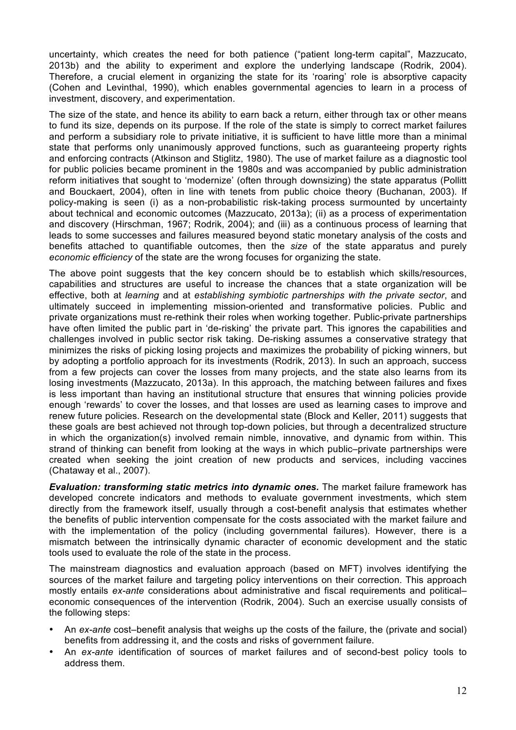uncertainty, which creates the need for both patience ("patient long-term capital", Mazzucato, 2013b) and the ability to experiment and explore the underlying landscape (Rodrik, 2004). Therefore, a crucial element in organizing the state for its 'roaring' role is absorptive capacity (Cohen and Levinthal, 1990), which enables governmental agencies to learn in a process of investment, discovery, and experimentation.

The size of the state, and hence its ability to earn back a return, either through tax or other means to fund its size, depends on its purpose. If the role of the state is simply to correct market failures and perform a subsidiary role to private initiative, it is sufficient to have little more than a minimal state that performs only unanimously approved functions, such as guaranteeing property rights and enforcing contracts (Atkinson and Stiglitz, 1980). The use of market failure as a diagnostic tool for public policies became prominent in the 1980s and was accompanied by public administration reform initiatives that sought to 'modernize' (often through downsizing) the state apparatus (Pollitt and Bouckaert, 2004), often in line with tenets from public choice theory (Buchanan, 2003). If policy-making is seen (i) as a non-probabilistic risk-taking process surmounted by uncertainty about technical and economic outcomes (Mazzucato, 2013a); (ii) as a process of experimentation and discovery (Hirschman, 1967; Rodrik, 2004); and (iii) as a continuous process of learning that leads to some successes and failures measured beyond static monetary analysis of the costs and benefits attached to quantifiable outcomes, then the *size* of the state apparatus and purely *economic efficiency* of the state are the wrong focuses for organizing the state.

The above point suggests that the key concern should be to establish which skills/resources, capabilities and structures are useful to increase the chances that a state organization will be effective, both at *learning* and at *establishing symbiotic partnerships with the private sector*, and ultimately succeed in implementing mission-oriented and transformative policies. Public and private organizations must re-rethink their roles when working together. Public-private partnerships have often limited the public part in 'de-risking' the private part. This ignores the capabilities and challenges involved in public sector risk taking. De-risking assumes a conservative strategy that minimizes the risks of picking losing projects and maximizes the probability of picking winners, but by adopting a portfolio approach for its investments (Rodrik, 2013). In such an approach, success from a few projects can cover the losses from many projects, and the state also learns from its losing investments (Mazzucato, 2013a). In this approach, the matching between failures and fixes is less important than having an institutional structure that ensures that winning policies provide enough 'rewards' to cover the losses, and that losses are used as learning cases to improve and renew future policies. Research on the developmental state (Block and Keller, 2011) suggests that these goals are best achieved not through top-down policies, but through a decentralized structure in which the organization(s) involved remain nimble, innovative, and dynamic from within. This strand of thinking can benefit from looking at the ways in which public–private partnerships were created when seeking the joint creation of new products and services, including vaccines (Chataway et al., 2007).

***Evaluation: transforming static metrics into dynamic ones.*** The market failure framework has developed concrete indicators and methods to evaluate government investments, which stem directly from the framework itself, usually through a cost-benefit analysis that estimates whether the benefits of public intervention compensate for the costs associated with the market failure and with the implementation of the policy (including governmental failures). However, there is a mismatch between the intrinsically dynamic character of economic development and the static tools used to evaluate the role of the state in the process.

The mainstream diagnostics and evaluation approach (based on MFT) involves identifying the sources of the market failure and targeting policy interventions on their correction. This approach mostly entails *ex-ante* considerations about administrative and fiscal requirements and political–economic consequences of the intervention (Rodrik, 2004). Such an exercise usually consists of the following steps:

- An *ex-ante* cost–benefit analysis that weighs up the costs of the failure, the (private and social) benefits from addressing it, and the costs and risks of government failure.
- An *ex-ante* identification of sources of market failures and of second-best policy tools to address them.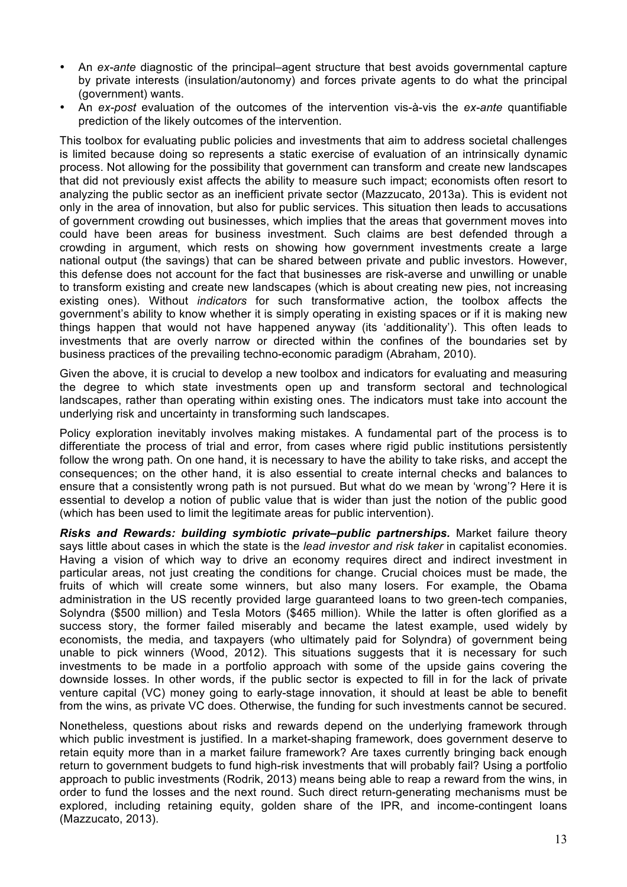- An *ex-ante* diagnostic of the principal–agent structure that best avoids governmental capture by private interests (insulation/autonomy) and forces private agents to do what the principal (government) wants.
- An *ex-post* evaluation of the outcomes of the intervention vis-à-vis the *ex-ante* quantifiable prediction of the likely outcomes of the intervention.

This toolbox for evaluating public policies and investments that aim to address societal challenges is limited because doing so represents a static exercise of evaluation of an intrinsically dynamic process. Not allowing for the possibility that government can transform and create new landscapes that did not previously exist affects the ability to measure such impact; economists often resort to analyzing the public sector as an inefficient private sector (Mazzucato, 2013a). This is evident not only in the area of innovation, but also for public services. This situation then leads to accusations of government crowding out businesses, which implies that the areas that government moves into could have been areas for business investment. Such claims are best defended through a crowding in argument, which rests on showing how government investments create a large national output (the savings) that can be shared between private and public investors. However, this defense does not account for the fact that businesses are risk-averse and unwilling or unable to transform existing and create new landscapes (which is about creating new pies, not increasing existing ones). Without *indicators* for such transformative action, the toolbox affects the government's ability to know whether it is simply operating in existing spaces or if it is making new things happen that would not have happened anyway (its 'additionality'). This often leads to investments that are overly narrow or directed within the confines of the boundaries set by business practices of the prevailing techno-economic paradigm (Abraham, 2010).

Given the above, it is crucial to develop a new toolbox and indicators for evaluating and measuring the degree to which state investments open up and transform sectoral and technological landscapes, rather than operating within existing ones. The indicators must take into account the underlying risk and uncertainty in transforming such landscapes.

Policy exploration inevitably involves making mistakes. A fundamental part of the process is to differentiate the process of trial and error, from cases where rigid public institutions persistently follow the wrong path. On one hand, it is necessary to have the ability to take risks, and accept the consequences; on the other hand, it is also essential to create internal checks and balances to ensure that a consistently wrong path is not pursued. But what do we mean by 'wrong'? Here it is essential to develop a notion of public value that is wider than just the notion of the public good (which has been used to limit the legitimate areas for public intervention).

***Risks and Rewards: building symbiotic private–public partnerships.*** Market failure theory says little about cases in which the state is the *lead investor and risk taker* in capitalist economies. Having a vision of which way to drive an economy requires direct and indirect investment in particular areas, not just creating the conditions for change. Crucial choices must be made, the fruits of which will create some winners, but also many losers. For example, the Obama administration in the US recently provided large guaranteed loans to two green-tech companies, Solyndra ($500 million) and Tesla Motors ($465 million). While the latter is often glorified as a success story, the former failed miserably and became the latest example, used widely by economists, the media, and taxpayers (who ultimately paid for Solyndra) of government being unable to pick winners (Wood, 2012). This situations suggests that it is necessary for such investments to be made in a portfolio approach with some of the upside gains covering the downside losses. In other words, if the public sector is expected to fill in for the lack of private venture capital (VC) money going to early-stage innovation, it should at least be able to benefit from the wins, as private VC does. Otherwise, the funding for such investments cannot be secured.

Nonetheless, questions about risks and rewards depend on the underlying framework through which public investment is justified. In a market-shaping framework, does government deserve to retain equity more than in a market failure framework? Are taxes currently bringing back enough return to government budgets to fund high-risk investments that will probably fail? Using a portfolio approach to public investments (Rodrik, 2013) means being able to reap a reward from the wins, in order to fund the losses and the next round. Such direct return-generating mechanisms must be explored, including retaining equity, golden share of the IPR, and income-contingent loans (Mazzucato, 2013).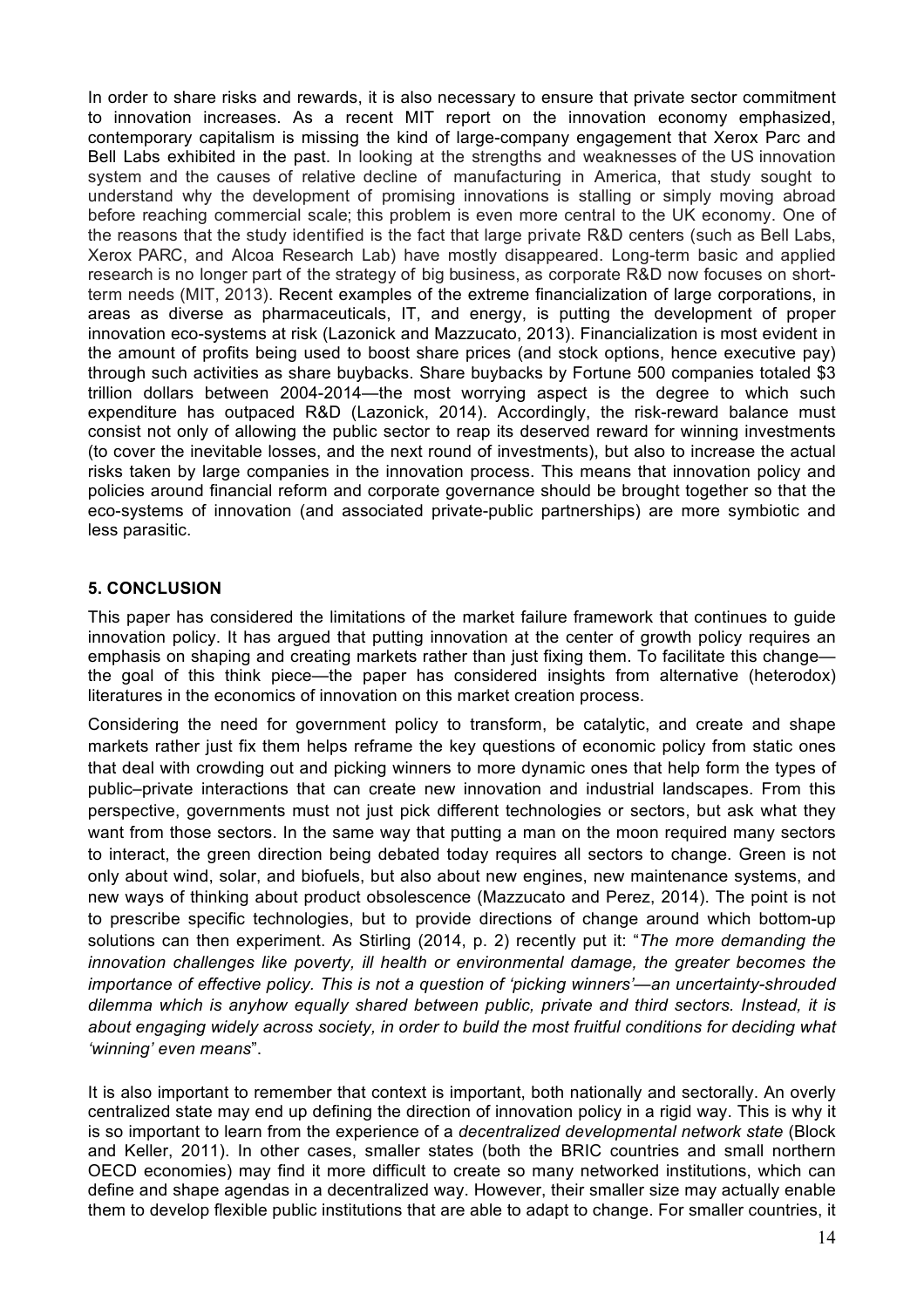In order to share risks and rewards, it is also necessary to ensure that private sector commitment to innovation increases. As a recent MIT report on the innovation economy emphasized, contemporary capitalism is missing the kind of large-company engagement that Xerox Parc and Bell Labs exhibited in the past. In looking at the strengths and weaknesses of the US innovation system and the causes of relative decline of manufacturing in America, that study sought to understand why the development of promising innovations is stalling or simply moving abroad before reaching commercial scale; this problem is even more central to the UK economy. One of the reasons that the study identified is the fact that large private R&D centers (such as Bell Labs, Xerox PARC, and Alcoa Research Lab) have mostly disappeared. Long-term basic and applied research is no longer part of the strategy of big business, as corporate R&D now focuses on short-term needs (MIT, 2013). Recent examples of the extreme financialization of large corporations, in areas as diverse as pharmaceuticals, IT, and energy, is putting the development of proper innovation eco-systems at risk (Lazonick and Mazzucato, 2013). Financialization is most evident in the amount of profits being used to boost share prices (and stock options, hence executive pay) through such activities as share buybacks. Share buybacks by Fortune 500 companies totaled $3 trillion dollars between 2004-2014—the most worrying aspect is the degree to which such expenditure has outpaced R&D (Lazonick, 2014). Accordingly, the risk-reward balance must consist not only of allowing the public sector to reap its deserved reward for winning investments (to cover the inevitable losses, and the next round of investments), but also to increase the actual risks taken by large companies in the innovation process. This means that innovation policy and policies around financial reform and corporate governance should be brought together so that the eco-systems of innovation (and associated private-public partnerships) are more symbiotic and less parasitic.

## 5. CONCLUSION

This paper has considered the limitations of the market failure framework that continues to guide innovation policy. It has argued that putting innovation at the center of growth policy requires an emphasis on shaping and creating markets rather than just fixing them. To facilitate this change—the goal of this think piece—the paper has considered insights from alternative (heterodox) literatures in the economics of innovation on this market creation process.

Considering the need for government policy to transform, be catalytic, and create and shape markets rather just fix them helps reframe the key questions of economic policy from static ones that deal with crowding out and picking winners to more dynamic ones that help form the types of public–private interactions that can create new innovation and industrial landscapes. From this perspective, governments must not just pick different technologies or sectors, but ask what they want from those sectors. In the same way that putting a man on the moon required many sectors to interact, the green direction being debated today requires all sectors to change. Green is not only about wind, solar, and biofuels, but also about new engines, new maintenance systems, and new ways of thinking about product obsolescence (Mazzucato and Perez, 2014). The point is not to prescribe specific technologies, but to provide directions of change around which bottom-up solutions can then experiment. As Stirling (2014, p. 2) recently put it: "*The more demanding the innovation challenges like poverty, ill health or environmental damage, the greater becomes the importance of effective policy. This is not a question of 'picking winners'—an uncertainty-shrouded dilemma which is anyhow equally shared between public, private and third sectors. Instead, it is about engaging widely across society, in order to build the most fruitful conditions for deciding what 'winning' even means*".

It is also important to remember that context is important, both nationally and sectorally. An overly centralized state may end up defining the direction of innovation policy in a rigid way. This is why it is so important to learn from the experience of a *decentralized developmental network state* (Block and Keller, 2011). In other cases, smaller states (both the BRIC countries and small northern OECD economies) may find it more difficult to create so many networked institutions, which can define and shape agendas in a decentralized way. However, their smaller size may actually enable them to develop flexible public institutions that are able to adapt to change. For smaller countries, it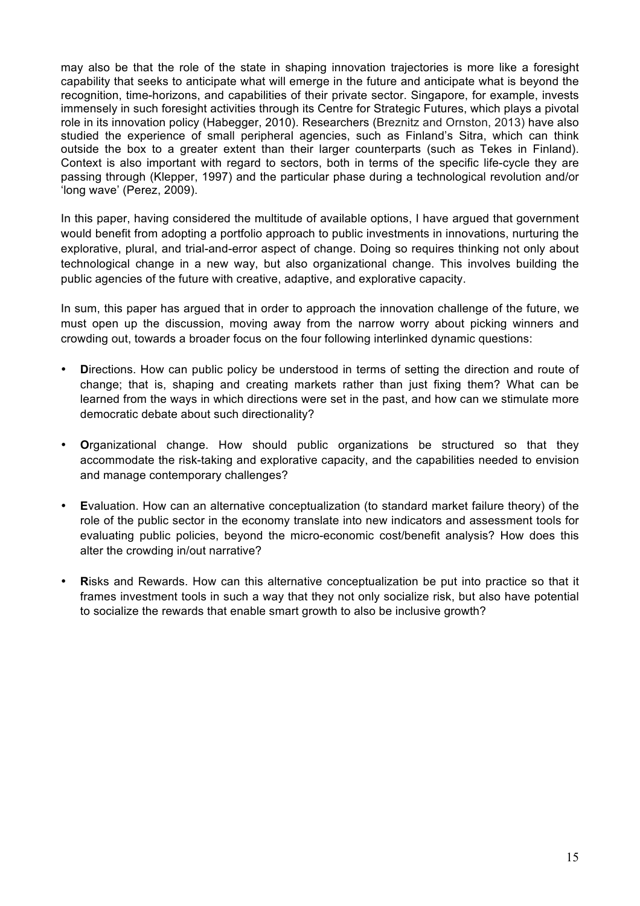may also be that the role of the state in shaping innovation trajectories is more like a foresight capability that seeks to anticipate what will emerge in the future and anticipate what is beyond the recognition, time-horizons, and capabilities of their private sector. Singapore, for example, invests immensely in such foresight activities through its Centre for Strategic Futures, which plays a pivotal role in its innovation policy (Habegger, 2010). Researchers (Breznitz and Ornston, 2013) have also studied the experience of small peripheral agencies, such as Finland's Sitra, which can think outside the box to a greater extent than their larger counterparts (such as Tekes in Finland). Context is also important with regard to sectors, both in terms of the specific life-cycle they are passing through (Klepper, 1997) and the particular phase during a technological revolution and/or 'long wave' (Perez, 2009).

In this paper, having considered the multitude of available options, I have argued that government would benefit from adopting a portfolio approach to public investments in innovations, nurturing the explorative, plural, and trial-and-error aspect of change. Doing so requires thinking not only about technological change in a new way, but also organizational change. This involves building the public agencies of the future with creative, adaptive, and explorative capacity.

In sum, this paper has argued that in order to approach the innovation challenge of the future, we must open up the discussion, moving away from the narrow worry about picking winners and crowding out, towards a broader focus on the four following interlinked dynamic questions:

- **D**irections. How can public policy be understood in terms of setting the direction and route of change; that is, shaping and creating markets rather than just fixing them? What can be learned from the ways in which directions were set in the past, and how can we stimulate more democratic debate about such directionality?
- **O**rganizational change. How should public organizations be structured so that they accommodate the risk-taking and explorative capacity, and the capabilities needed to envision and manage contemporary challenges?
- **E**valuation. How can an alternative conceptualization (to standard market failure theory) of the role of the public sector in the economy translate into new indicators and assessment tools for evaluating public policies, beyond the micro-economic cost/benefit analysis? How does this alter the crowding in/out narrative?
- **R**isks and Rewards. How can this alternative conceptualization be put into practice so that it frames investment tools in such a way that they not only socialize risk, but also have potential to socialize the rewards that enable smart growth to also be inclusive growth?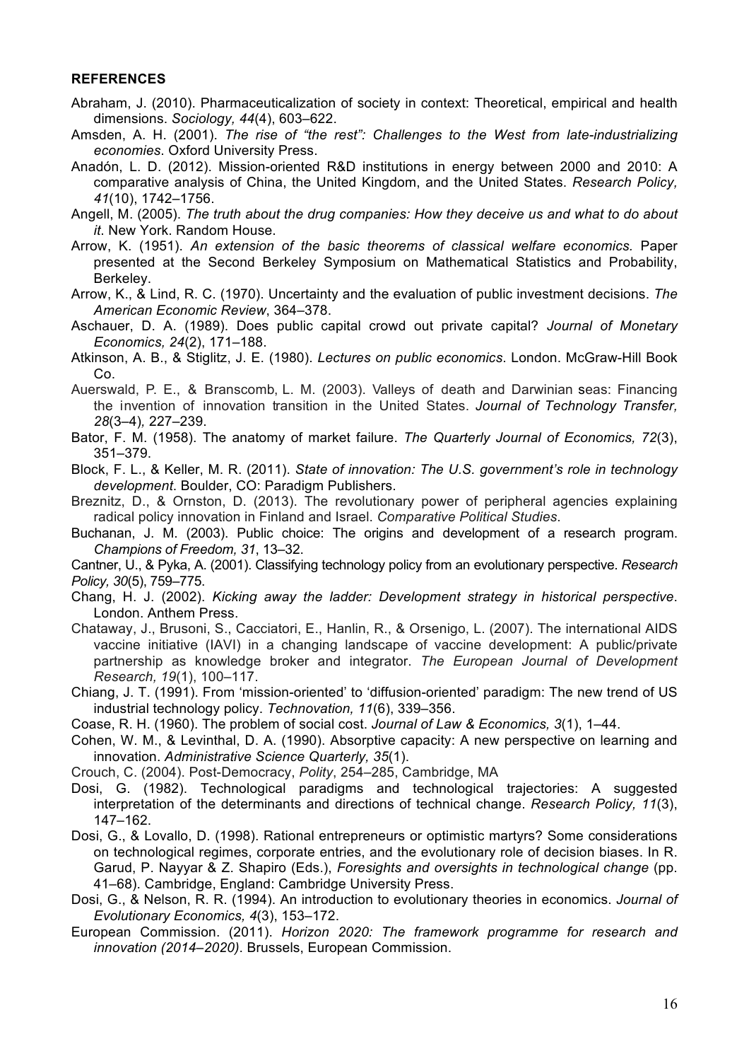## REFERENCES

Abraham, J. (2010). Pharmaceuticalization of society in context: Theoretical, empirical and health dimensions. *Sociology, 44*(4), 603–622.

Amsden, A. H. (2001). *The rise of "the rest": Challenges to the West from late-industrializing economies*. Oxford University Press.

Anadón, L. D. (2012). Mission-oriented R&D institutions in energy between 2000 and 2010: A comparative analysis of China, the United Kingdom, and the United States. *Research Policy, 41*(10), 1742–1756.

Angell, M. (2005). *The truth about the drug companies: How they deceive us and what to do about it*. New York. Random House.

Arrow, K. (1951). *An extension of the basic theorems of classical welfare economics.* Paper presented at the Second Berkeley Symposium on Mathematical Statistics and Probability, Berkeley.

Arrow, K., & Lind, R. C. (1970). Uncertainty and the evaluation of public investment decisions. *The American Economic Review*, 364–378.

Aschauer, D. A. (1989). Does public capital crowd out private capital? *Journal of Monetary Economics, 24*(2), 171–188.

Atkinson, A. B., & Stiglitz, J. E. (1980). *Lectures on public economics*. London. McGraw-Hill Book Co.

Auerswald, P. E., & Branscomb, L. M. (2003). Valleys of death and Darwinian seas: Financing the invention of innovation transition in the United States. *Journal of Technology Transfer, 28*(3–4)*,* 227–239.

Bator, F. M. (1958). The anatomy of market failure. *The Quarterly Journal of Economics, 72*(3), 351–379.

Block, F. L., & Keller, M. R. (2011). *State of innovation: The U.S. government's role in technology development*. Boulder, CO: Paradigm Publishers.

Breznitz, D., & Ornston, D. (2013). The revolutionary power of peripheral agencies explaining radical policy innovation in Finland and Israel. *Comparative Political Studies*.

Buchanan, J. M. (2003). Public choice: The origins and development of a research program. *Champions of Freedom, 31*, 13–32.

Cantner, U., & Pyka, A. (2001). Classifying technology policy from an evolutionary perspective. *Research Policy, 30*(5), 759–775.

Chang, H. J. (2002). *Kicking away the ladder: Development strategy in historical perspective*. London. Anthem Press.

Chataway, J., Brusoni, S., Cacciatori, E., Hanlin, R., & Orsenigo, L. (2007). The international AIDS vaccine initiative (IAVI) in a changing landscape of vaccine development: A public/private partnership as knowledge broker and integrator. *The European Journal of Development Research, 19*(1), 100–117.

Chiang, J. T. (1991). From 'mission-oriented' to 'diffusion-oriented' paradigm: The new trend of US industrial technology policy. *Technovation, 11*(6), 339–356.

Coase, R. H. (1960). The problem of social cost. *Journal of Law & Economics, 3*(1), 1–44.

Cohen, W. M., & Levinthal, D. A. (1990). Absorptive capacity: A new perspective on learning and innovation. *Administrative Science Quarterly, 35*(1).

Crouch, C. (2004). Post-Democracy, *Polity*, 254–285, Cambridge, MA

Dosi, G. (1982). Technological paradigms and technological trajectories: A suggested interpretation of the determinants and directions of technical change. *Research Policy, 11*(3), 147–162.

Dosi, G., & Lovallo, D. (1998). Rational entrepreneurs or optimistic martyrs? Some considerations on technological regimes, corporate entries, and the evolutionary role of decision biases. In R. Garud, P. Nayyar & Z. Shapiro (Eds.), *Foresights and oversights in technological change* (pp. 41–68). Cambridge, England: Cambridge University Press.

Dosi, G., & Nelson, R. R. (1994). An introduction to evolutionary theories in economics. *Journal of Evolutionary Economics, 4*(3), 153–172.

European Commission. (2011). *Horizon 2020: The framework programme for research and innovation (2014–2020)*. Brussels, European Commission.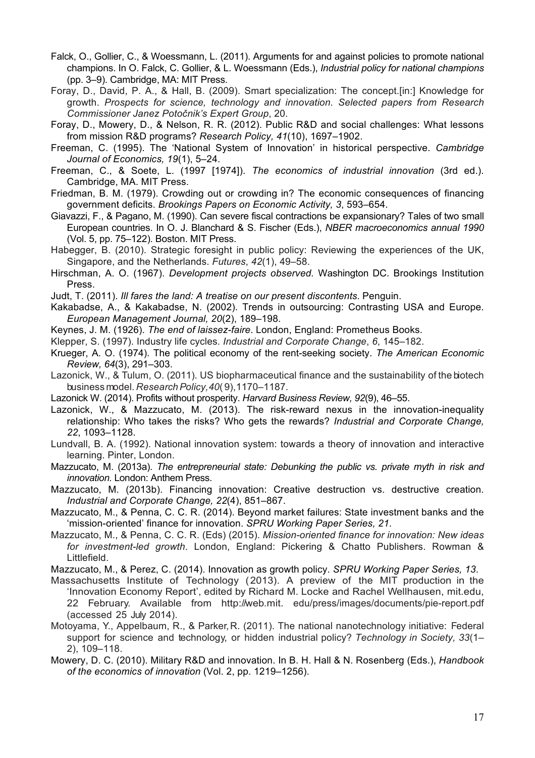Falck, O., Gollier, C., & Woessmann, L. (2011). Arguments for and against policies to promote national champions. In O. Falck, C. Gollier, & L. Woessmann (Eds.), *Industrial policy for national champions* (pp. 3–9). Cambridge, MA: MIT Press.

Foray, D., David, P. A., & Hall, B. (2009). Smart specialization: The concept.[in:] Knowledge for growth. *Prospects for science, technology and innovation. Selected papers from Research Commissioner Janez Potočnik's Expert Group*, 20.

Foray, D., Mowery, D., & Nelson, R. R. (2012). Public R&D and social challenges: What lessons from mission R&D programs? *Research Policy, 41*(10), 1697–1902.

Freeman, C. (1995). The 'National System of Innovation' in historical perspective. *Cambridge Journal of Economics, 19*(1), 5–24.

Freeman, C., & Soete, L. (1997 [1974]). *The economics of industrial innovation* (3rd ed.). Cambridge, MA. MIT Press.

Friedman, B. M. (1979). Crowding out or crowding in? The economic consequences of financing government deficits. *Brookings Papers on Economic Activity, 3*, 593–654.

Giavazzi, F., & Pagano, M. (1990). Can severe fiscal contractions be expansionary? Tales of two small European countries. In O. J. Blanchard & S. Fischer (Eds.), *NBER macroeconomics annual 1990* (Vol. 5, pp. 75–122). Boston. MIT Press.

Habegger, B. (2010). Strategic foresight in public policy: Reviewing the experiences of the UK, Singapore, and the Netherlands. *Futures*, *42*(1), 49–58.

Hirschman, A. O. (1967). *Development projects observed.* Washington DC. Brookings Institution Press.

Judt, T. (2011). *Ill fares the land: A treatise on our present discontents*. Penguin.

Kakabadse, A., & Kakabadse, N. (2002). Trends in outsourcing: Contrasting USA and Europe. *European Management Journal, 20*(2), 189–198.

Keynes, J. M. (1926). *The end of laissez-faire*. London, England: Prometheus Books.

Klepper, S. (1997). Industry life cycles. *Industrial and Corporate Change*, *6*, 145–182.

Krueger, A. O. (1974). The political economy of the rent-seeking society. *The American Economic Review, 64*(3), 291–303.

Lazonick, W., & Tulum, O. (2011). US biopharmaceutical finance and the sustainability of the biotech business model. *Research Policy, 40*(9), 1170–1187.

Lazonick W. (2014). Profits without prosperity. *Harvard Business Review, 92*(9), 46–55.

Lazonick, W., & Mazzucato, M. (2013). The risk-reward nexus in the innovation-inequality relationship: Who takes the risks? Who gets the rewards? *Industrial and Corporate Change, 22*, 1093–1128.

Lundvall, B. A. (1992). National innovation system: towards a theory of innovation and interactive learning. Pinter, London.

Mazzucato, M. (2013a). *The entrepreneurial state: Debunking the public vs. private myth in risk and innovation.* London: Anthem Press.

Mazzucato, M. (2013b). Financing innovation: Creative destruction vs. destructive creation. *Industrial and Corporate Change, 22*(4), 851–867.

Mazzucato, M., & Penna, C. C. R. (2014). Beyond market failures: State investment banks and the 'mission-oriented' finance for innovation. *SPRU Working Paper Series, 21*.

Mazzucato, M., & Penna, C. C. R. (Eds) (2015). *Mission-oriented finance for innovation: New ideas for investment-led growth*. London, England: Pickering & Chatto Publishers. Rowman & Littlefield.

Mazzucato, M., & Perez, C. (2014). Innovation as growth policy. *SPRU Working Paper Series, 13*.

Massachusetts Institute of Technology (2013). A preview of the MIT production in the 'Innovation Economy Report', edited by Richard M. Locke and Rachel Wellhausen, mit.edu, 22 February. Available from http://web.mit. edu/press/images/documents/pie-report.pdf (accessed 25 July 2014).

Motoyama, Y., Appelbaum, R., & Parker, R. (2011). The national nanotechnology initiative: Federal support for science and technology, or hidden industrial policy? *Technology in Society, 33*(1–2), 109–118.

Mowery, D. C. (2010). Military R&D and innovation. In B. H. Hall & N. Rosenberg (Eds.), *Handbook of the economics of innovation* (Vol. 2, pp. 1219–1256).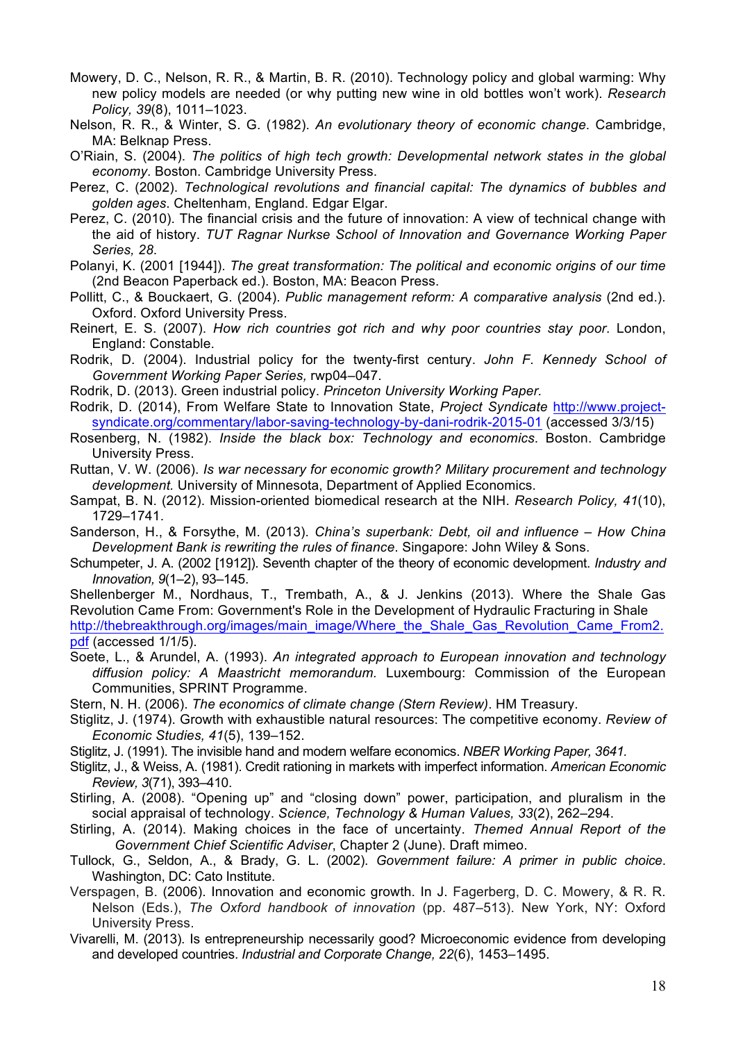Mowery, D. C., Nelson, R. R., & Martin, B. R. (2010). Technology policy and global warming: Why new policy models are needed (or why putting new wine in old bottles won't work). *Research Policy, 39*(8), 1011–1023.

Nelson, R. R., & Winter, S. G. (1982). *An evolutionary theory of economic change*. Cambridge, MA: Belknap Press.

O'Riain, S. (2004). *The politics of high tech growth: Developmental network states in the global economy*. Boston. Cambridge University Press.

Perez, C. (2002). *Technological revolutions and financial capital: The dynamics of bubbles and golden ages*. Cheltenham, England. Edgar Elgar.

Perez, C. (2010). The financial crisis and the future of innovation: A view of technical change with the aid of history. *TUT Ragnar Nurkse School of Innovation and Governance Working Paper Series, 28.*

Polanyi, K. (2001 [1944]). *The great transformation: The political and economic origins of our time* (2nd Beacon Paperback ed.). Boston, MA: Beacon Press.

Pollitt, C., & Bouckaert, G. (2004). *Public management reform: A comparative analysis* (2nd ed.). Oxford. Oxford University Press.

Reinert, E. S. (2007). *How rich countries got rich and why poor countries stay poor*. London, England: Constable.

Rodrik, D. (2004). Industrial policy for the twenty-first century. *John F. Kennedy School of Government Working Paper Series,* rwp04–047.

Rodrik, D. (2013). Green industrial policy. *Princeton University Working Paper.*

Rodrik, D. (2014), From Welfare State to Innovation State, *Project Syndicate* http://www.project-syndicate.org/commentary/labor-saving-technology-by-dani-rodrik-2015-01 (accessed 3/3/15)

Rosenberg, N. (1982). *Inside the black box: Technology and economics*. Boston. Cambridge University Press.

Ruttan, V. W. (2006). *Is war necessary for economic growth? Military procurement and technology development.* University of Minnesota, Department of Applied Economics.

Sampat, B. N. (2012). Mission-oriented biomedical research at the NIH. *Research Policy, 41*(10), 1729–1741.

Sanderson, H., & Forsythe, M. (2013). *China's superbank: Debt, oil and influence – How China Development Bank is rewriting the rules of finance*. Singapore: John Wiley & Sons.

Schumpeter, J. A. (2002 [1912]). Seventh chapter of the theory of economic development. *Industry and Innovation, 9*(1–2), 93–145.

Shellenberger M., Nordhaus, T., Trembath, A., & J. Jenkins (2013). Where the Shale Gas Revolution Came From: Government's Role in the Development of Hydraulic Fracturing in Shale http://thebreakthrough.org/images/main_image/Where_the_Shale_Gas_Revolution_Came_From2.pdf (accessed 1/1/5).

Soete, L., & Arundel, A. (1993). *An integrated approach to European innovation and technology diffusion policy: A Maastricht memorandum.* Luxembourg: Commission of the European Communities, SPRINT Programme.

Stern, N. H. (2006). *The economics of climate change (Stern Review)*. HM Treasury.

Stiglitz, J. (1974). Growth with exhaustible natural resources: The competitive economy. *Review of Economic Studies, 41*(5), 139–152.

Stiglitz, J. (1991). The invisible hand and modern welfare economics. *NBER Working Paper, 3641.*

Stiglitz, J., & Weiss, A. (1981). Credit rationing in markets with imperfect information. *American Economic Review, 3*(71), 393–410.

Stirling, A. (2008). "Opening up" and "closing down" power, participation, and pluralism in the social appraisal of technology. *Science, Technology & Human Values, 33*(2), 262–294.

Stirling, A. (2014). Making choices in the face of uncertainty. *Themed Annual Report of the Government Chief Scientific Adviser*, Chapter 2 (June). Draft mimeo.

Tullock, G., Seldon, A., & Brady, G. L. (2002). *Government failure: A primer in public choice*. Washington, DC: Cato Institute.

Verspagen, B. (2006). Innovation and economic growth. In J. Fagerberg, D. C. Mowery, & R. R. Nelson (Eds.), *The Oxford handbook of innovation* (pp. 487–513). New York, NY: Oxford University Press.

Vivarelli, M. (2013). Is entrepreneurship necessarily good? Microeconomic evidence from developing and developed countries. *Industrial and Corporate Change, 22*(6), 1453–1495.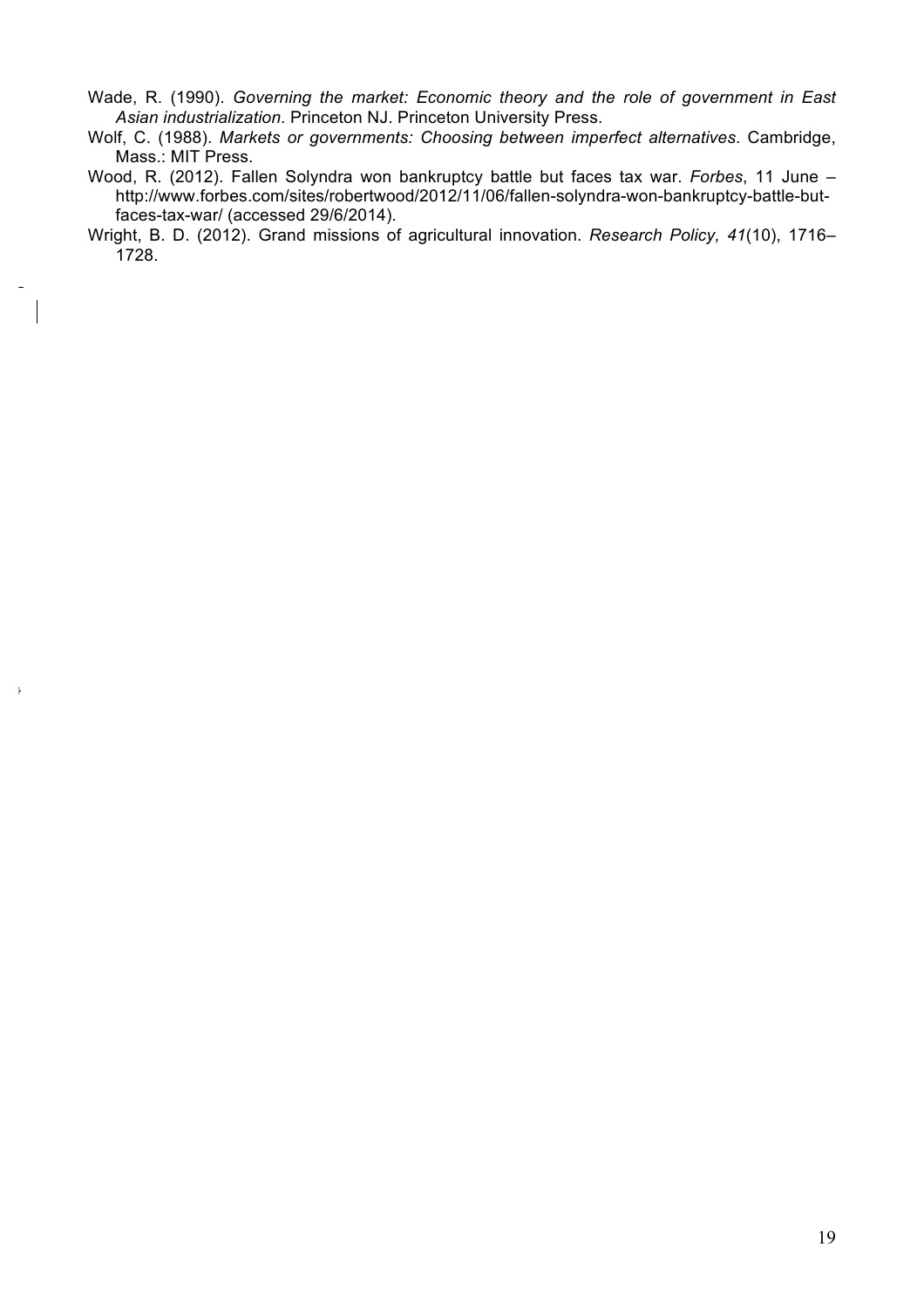Wade, R. (1990). *Governing the market: Economic theory and the role of government in East Asian industrialization*. Princeton NJ. Princeton University Press.

Wolf, C. (1988). *Markets or governments: Choosing between imperfect alternatives*. Cambridge, Mass.: MIT Press.

Wood, R. (2012). Fallen Solyndra won bankruptcy battle but faces tax war. *Forbes*, 11 June – http://www.forbes.com/sites/robertwood/2012/11/06/fallen-solyndra-won-bankruptcy-battle-but-faces-tax-war/ (accessed 29/6/2014).

Wright, B. D. (2012). Grand missions of agricultural innovation. *Research Policy, 41*(10), 1716–1728.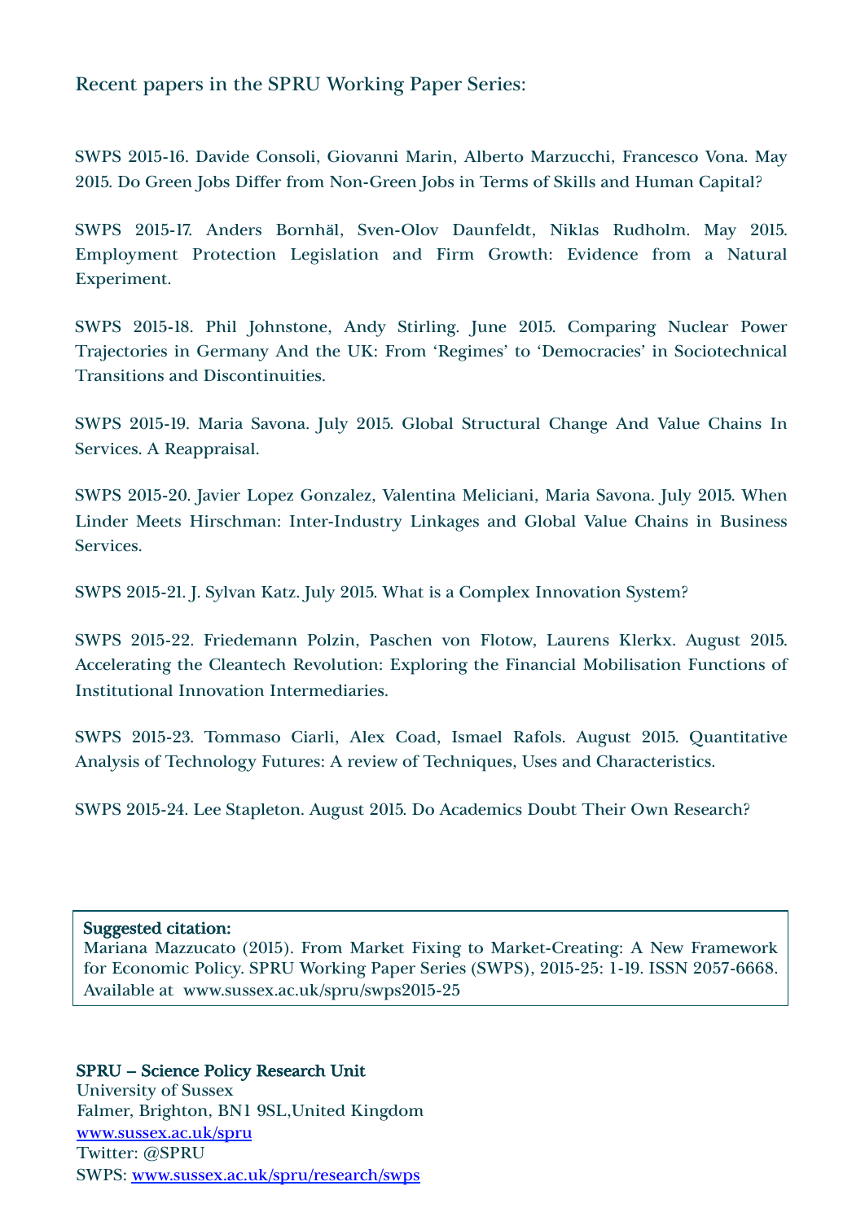## Recent papers in the SPRU Working Paper Series:

SWPS 2015-16. Davide Consoli, Giovanni Marin, Alberto Marzucchi, Francesco Vona. May 2015. Do Green Jobs Differ from Non-Green Jobs in Terms of Skills and Human Capital?

SWPS 2015-17. Anders Bornhäl, Sven-Olov Daunfeldt, Niklas Rudholm. May 2015. Employment Protection Legislation and Firm Growth: Evidence from a Natural Experiment.

SWPS 2015-18. Phil Johnstone, Andy Stirling. June 2015. Comparing Nuclear Power Trajectories in Germany And the UK: From 'Regimes' to 'Democracies' in Sociotechnical Transitions and Discontinuities.

SWPS 2015-19. Maria Savona. July 2015. Global Structural Change And Value Chains In Services. A Reappraisal.

SWPS 2015-20. Javier Lopez Gonzalez, Valentina Meliciani, Maria Savona. July 2015. When Linder Meets Hirschman: Inter-Industry Linkages and Global Value Chains in Business Services.

SWPS 2015-21. J. Sylvan Katz. July 2015. What is a Complex Innovation System?

SWPS 2015-22. Friedemann Polzin, Paschen von Flotow, Laurens Klerkx. August 2015. Accelerating the Cleantech Revolution: Exploring the Financial Mobilisation Functions of Institutional Innovation Intermediaries.

SWPS 2015-23. Tommaso Ciarli, Alex Coad, Ismael Rafols. August 2015. Quantitative Analysis of Technology Futures: A review of Techniques, Uses and Characteristics.

SWPS 2015-24. Lee Stapleton. August 2015. Do Academics Doubt Their Own Research?

**Suggested citation:**
Mariana Mazzucato (2015). From Market Fixing to Market-Creating: A New Framework for Economic Policy. SPRU Working Paper Series (SWPS), 2015-25: 1-19. ISSN 2057-6668. Available at www.sussex.ac.uk/spru/swps2015-25

**SPRU – Science Policy Research Unit**
University of Sussex
Falmer, Brighton, BN1 9SL,United Kingdom
www.sussex.ac.uk/spru
Twitter: @SPRU
SWPS: www.sussex.ac.uk/spru/research/swps